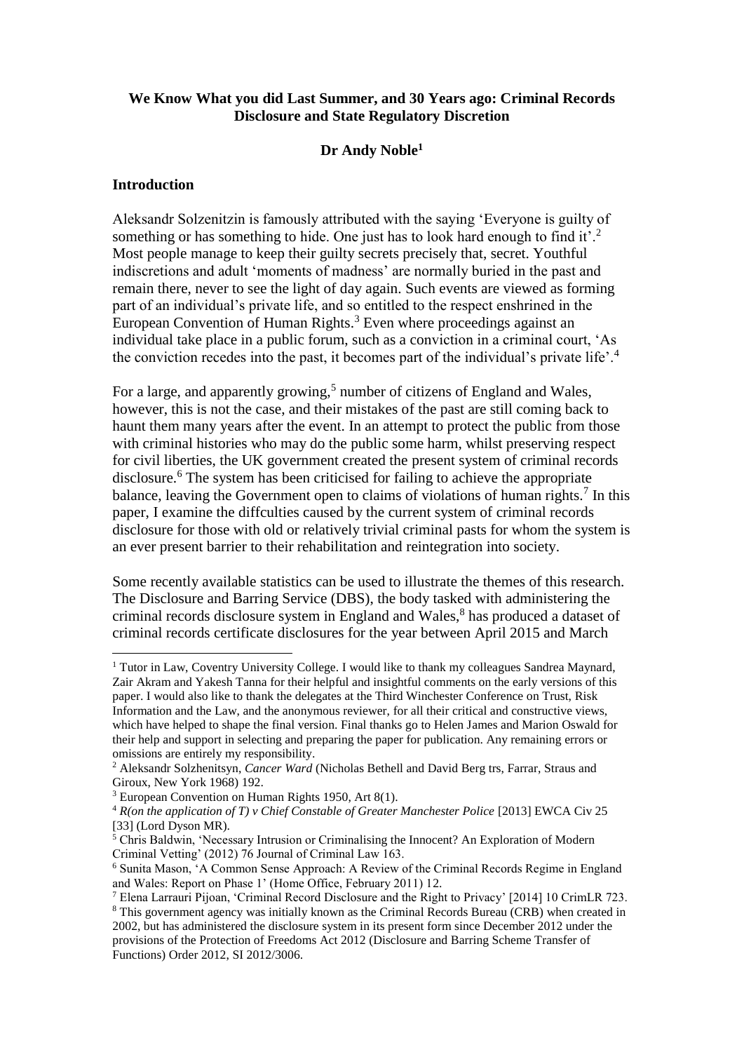**We Know What you did Last Summer, and 30 Years ago: Criminal Records Disclosure and State Regulatory Discretion**

**Dr Andy Noble[1]**

## Introduction

Aleksandr Solzenitzin is famously attributed with the saying 'Everyone is guilty of something or has something to hide. One just has to look hard enough to find it'.[2] Most people manage to keep their guilty secrets precisely that, secret. Youthful indiscretions and adult 'moments of madness' are normally buried in the past and remain there, never to see the light of day again. Such events are viewed as forming part of an individual's private life, and so entitled to the respect enshrined in the European Convention of Human Rights.[3] Even where proceedings against an individual take place in a public forum, such as a conviction in a criminal court, 'As the conviction recedes into the past, it becomes part of the individual's private life'.[4]

For a large, and apparently growing,[5] number of citizens of England and Wales, however, this is not the case, and their mistakes of the past are still coming back to haunt them many years after the event. In an attempt to protect the public from those with criminal histories who may do the public some harm, whilst preserving respect for civil liberties, the UK government created the present system of criminal records disclosure.[6] The system has been criticised for failing to achieve the appropriate balance, leaving the Government open to claims of violations of human rights.[7] In this paper, I examine the diffculties caused by the current system of criminal records disclosure for those with old or relatively trivial criminal pasts for whom the system is an ever present barrier to their rehabilitation and reintegration into society.

Some recently available statistics can be used to illustrate the themes of this research. The Disclosure and Barring Service (DBS), the body tasked with administering the criminal records disclosure system in England and Wales,[8] has produced a dataset of criminal records certificate disclosures for the year between April 2015 and March

---

[1] Tutor in Law, Coventry University College. I would like to thank my colleagues Sandrea Maynard, Zair Akram and Yakesh Tanna for their helpful and insightful comments on the early versions of this paper. I would also like to thank the delegates at the Third Winchester Conference on Trust, Risk Information and the Law, and the anonymous reviewer, for all their critical and constructive views, which have helped to shape the final version. Final thanks go to Helen James and Marion Oswald for their help and support in selecting and preparing the paper for publication. Any remaining errors or omissions are entirely my responsibility.

[2] Aleksandr Solzhenitsyn, *Cancer Ward* (Nicholas Bethell and David Berg trs, Farrar, Straus and Giroux, New York 1968) 192.

[3] European Convention on Human Rights 1950, Art 8(1).

[4] *R(on the application of T) v Chief Constable of Greater Manchester Police* [2013] EWCA Civ 25 [33] (Lord Dyson MR).

[5] Chris Baldwin, 'Necessary Intrusion or Criminalising the Innocent? An Exploration of Modern Criminal Vetting' (2012) 76 Journal of Criminal Law 163.

[6] Sunita Mason, 'A Common Sense Approach: A Review of the Criminal Records Regime in England and Wales: Report on Phase 1' (Home Office, February 2011) 12.

[7] Elena Larrauri Pijoan, 'Criminal Record Disclosure and the Right to Privacy' [2014] 10 CrimLR 723.

[8] This government agency was initially known as the Criminal Records Bureau (CRB) when created in 2002, but has administered the disclosure system in its present form since December 2012 under the provisions of the Protection of Freedoms Act 2012 (Disclosure and Barring Scheme Transfer of Functions) Order 2012, SI 2012/3006.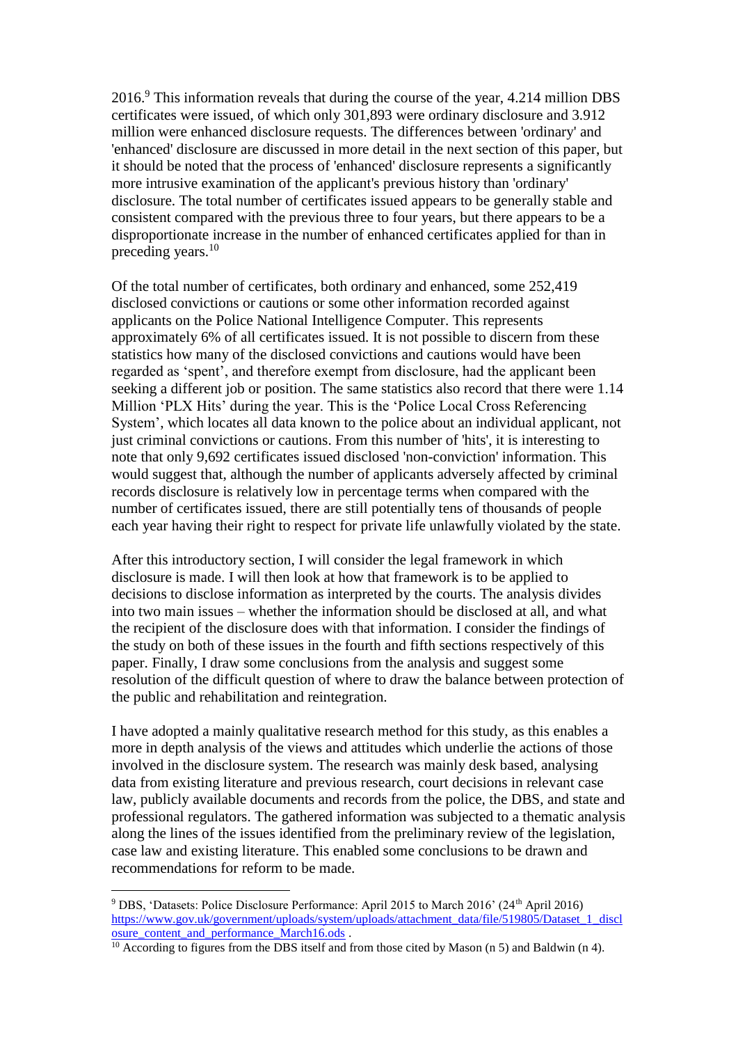2016.[9] This information reveals that during the course of the year, 4.214 million DBS certificates were issued, of which only 301,893 were ordinary disclosure and 3.912 million were enhanced disclosure requests. The differences between 'ordinary' and 'enhanced' disclosure are discussed in more detail in the next section of this paper, but it should be noted that the process of 'enhanced' disclosure represents a significantly more intrusive examination of the applicant's previous history than 'ordinary' disclosure. The total number of certificates issued appears to be generally stable and consistent compared with the previous three to four years, but there appears to be a disproportionate increase in the number of enhanced certificates applied for than in preceding years.[10]

Of the total number of certificates, both ordinary and enhanced, some 252,419 disclosed convictions or cautions or some other information recorded against applicants on the Police National Intelligence Computer. This represents approximately 6% of all certificates issued. It is not possible to discern from these statistics how many of the disclosed convictions and cautions would have been regarded as 'spent', and therefore exempt from disclosure, had the applicant been seeking a different job or position. The same statistics also record that there were 1.14 Million 'PLX Hits' during the year. This is the 'Police Local Cross Referencing System', which locates all data known to the police about an individual applicant, not just criminal convictions or cautions. From this number of 'hits', it is interesting to note that only 9,692 certificates issued disclosed 'non-conviction' information. This would suggest that, although the number of applicants adversely affected by criminal records disclosure is relatively low in percentage terms when compared with the number of certificates issued, there are still potentially tens of thousands of people each year having their right to respect for private life unlawfully violated by the state.

After this introductory section, I will consider the legal framework in which disclosure is made. I will then look at how that framework is to be applied to decisions to disclose information as interpreted by the courts. The analysis divides into two main issues – whether the information should be disclosed at all, and what the recipient of the disclosure does with that information. I consider the findings of the study on both of these issues in the fourth and fifth sections respectively of this paper. Finally, I draw some conclusions from the analysis and suggest some resolution of the difficult question of where to draw the balance between protection of the public and rehabilitation and reintegration.

I have adopted a mainly qualitative research method for this study, as this enables a more in depth analysis of the views and attitudes which underlie the actions of those involved in the disclosure system. The research was mainly desk based, analysing data from existing literature and previous research, court decisions in relevant case law, publicly available documents and records from the police, the DBS, and state and professional regulators. The gathered information was subjected to a thematic analysis along the lines of the issues identified from the preliminary review of the legislation, case law and existing literature. This enabled some conclusions to be drawn and recommendations for reform to be made.

---

[9] DBS, 'Datasets: Police Disclosure Performance: April 2015 to March 2016' (24th April 2016) https://www.gov.uk/government/uploads/system/uploads/attachment_data/file/519805/Dataset_1_disclosure_content_and_performance_March16.ods .

[10] According to figures from the DBS itself and from those cited by Mason (n 5) and Baldwin (n 4).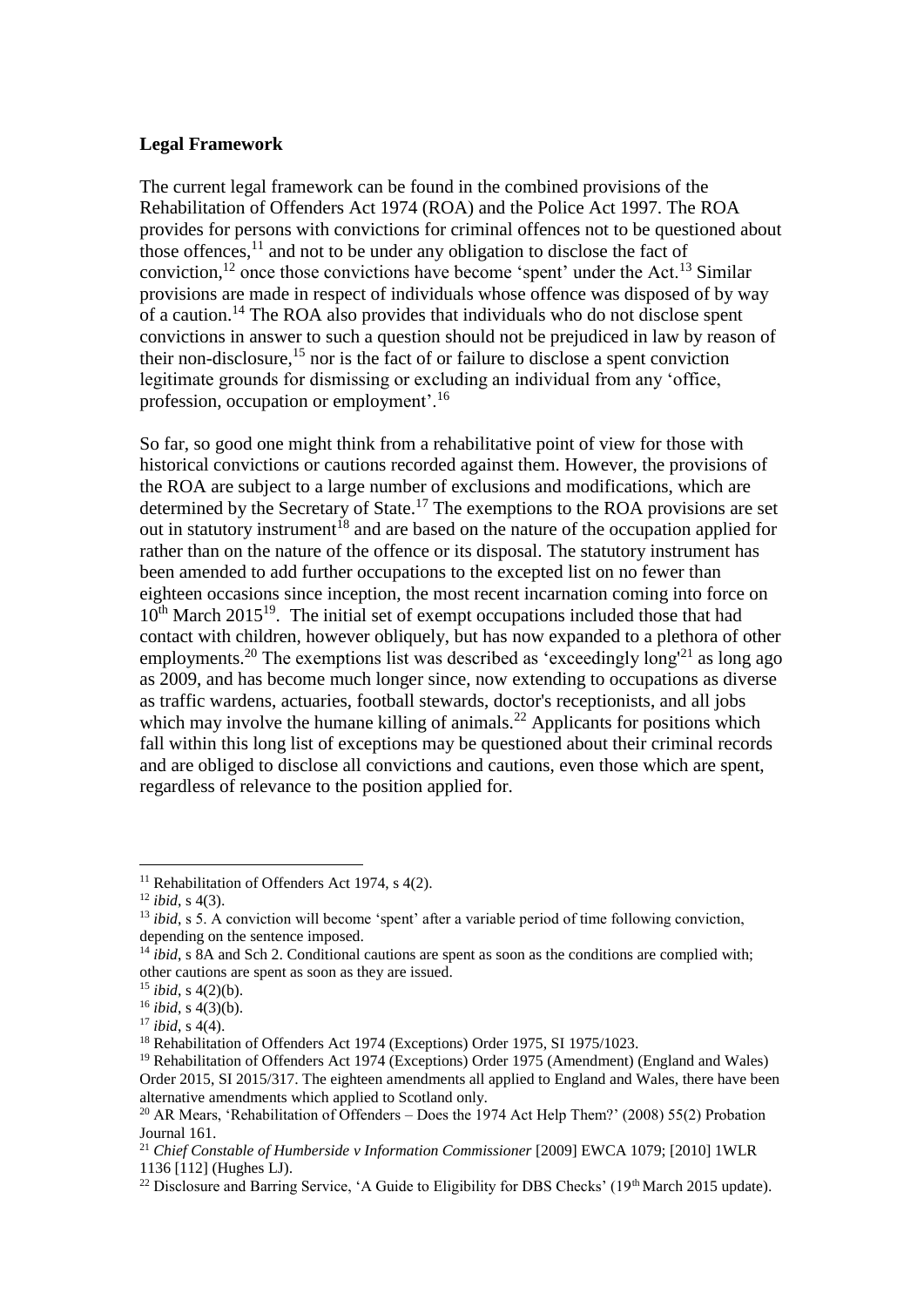**Legal Framework**

The current legal framework can be found in the combined provisions of the Rehabilitation of Offenders Act 1974 (ROA) and the Police Act 1997. The ROA provides for persons with convictions for criminal offences not to be questioned about those offences,[11] and not to be under any obligation to disclose the fact of conviction,[12] once those convictions have become 'spent' under the Act.[13] Similar provisions are made in respect of individuals whose offence was disposed of by way of a caution.[14] The ROA also provides that individuals who do not disclose spent convictions in answer to such a question should not be prejudiced in law by reason of their non-disclosure,[15] nor is the fact of or failure to disclose a spent conviction legitimate grounds for dismissing or excluding an individual from any 'office, profession, occupation or employment'.[16]

So far, so good one might think from a rehabilitative point of view for those with historical convictions or cautions recorded against them. However, the provisions of the ROA are subject to a large number of exclusions and modifications, which are determined by the Secretary of State.[17] The exemptions to the ROA provisions are set out in statutory instrument[18] and are based on the nature of the occupation applied for rather than on the nature of the offence or its disposal. The statutory instrument has been amended to add further occupations to the excepted list on no fewer than eighteen occasions since inception, the most recent incarnation coming into force on 10th March 2015[19]. The initial set of exempt occupations included those that had contact with children, however obliquely, but has now expanded to a plethora of other employments.[20] The exemptions list was described as 'exceedingly long'[21] as long ago as 2009, and has become much longer since, now extending to occupations as diverse as traffic wardens, actuaries, football stewards, doctor's receptionists, and all jobs which may involve the humane killing of animals.[22] Applicants for positions which fall within this long list of exceptions may be questioned about their criminal records and are obliged to disclose all convictions and cautions, even those which are spent, regardless of relevance to the position applied for.

---

[11] Rehabilitation of Offenders Act 1974, s 4(2).

[12] *ibid*, s 4(3).

[13] *ibid*, s 5. A conviction will become 'spent' after a variable period of time following conviction, depending on the sentence imposed.

[14] *ibid*, s 8A and Sch 2. Conditional cautions are spent as soon as the conditions are complied with; other cautions are spent as soon as they are issued.

[15] *ibid*, s 4(2)(b).

[16] *ibid*, s 4(3)(b).

[17] *ibid*, s 4(4).

[18] Rehabilitation of Offenders Act 1974 (Exceptions) Order 1975, SI 1975/1023.

[19] Rehabilitation of Offenders Act 1974 (Exceptions) Order 1975 (Amendment) (England and Wales) Order 2015, SI 2015/317. The eighteen amendments all applied to England and Wales, there have been alternative amendments which applied to Scotland only.

[20] AR Mears, 'Rehabilitation of Offenders – Does the 1974 Act Help Them?' (2008) 55(2) Probation Journal 161.

[21] *Chief Constable of Humberside v Information Commissioner* [2009] EWCA 1079; [2010] 1WLR 1136 [112] (Hughes LJ).

[22] Disclosure and Barring Service, 'A Guide to Eligibility for DBS Checks' (19th March 2015 update).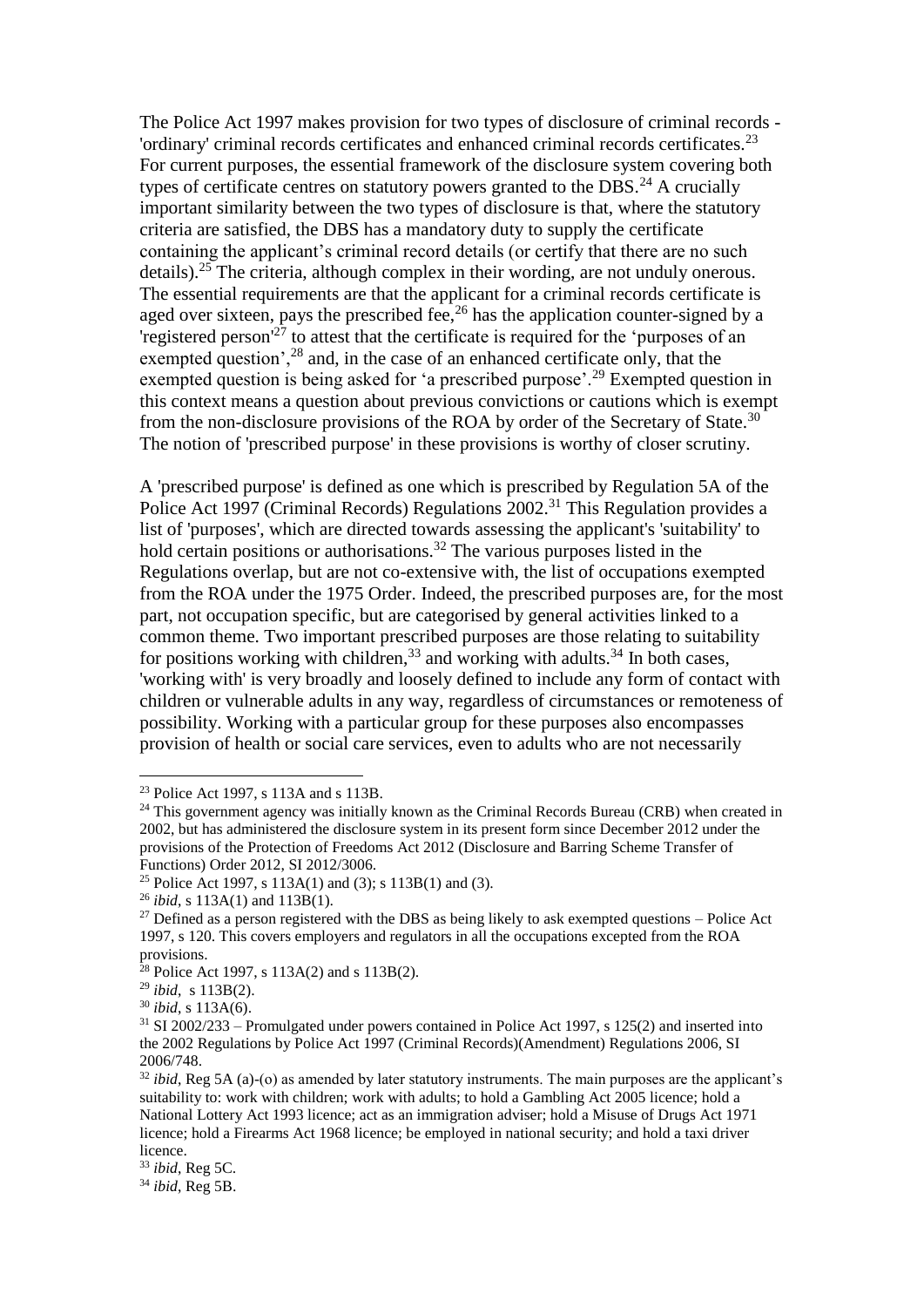The Police Act 1997 makes provision for two types of disclosure of criminal records - 'ordinary' criminal records certificates and enhanced criminal records certificates.[23] For current purposes, the essential framework of the disclosure system covering both types of certificate centres on statutory powers granted to the DBS.[24] A crucially important similarity between the two types of disclosure is that, where the statutory criteria are satisfied, the DBS has a mandatory duty to supply the certificate containing the applicant's criminal record details (or certify that there are no such details).[25] The criteria, although complex in their wording, are not unduly onerous. The essential requirements are that the applicant for a criminal records certificate is aged over sixteen, pays the prescribed fee,[26] has the application counter-signed by a 'registered person'[27] to attest that the certificate is required for the 'purposes of an exempted question',[28] and, in the case of an enhanced certificate only, that the exempted question is being asked for 'a prescribed purpose'.[29] Exempted question in this context means a question about previous convictions or cautions which is exempt from the non-disclosure provisions of the ROA by order of the Secretary of State.[30] The notion of 'prescribed purpose' in these provisions is worthy of closer scrutiny.

A 'prescribed purpose' is defined as one which is prescribed by Regulation 5A of the Police Act 1997 (Criminal Records) Regulations 2002.[31] This Regulation provides a list of 'purposes', which are directed towards assessing the applicant's 'suitability' to hold certain positions or authorisations.[32] The various purposes listed in the Regulations overlap, but are not co-extensive with, the list of occupations exempted from the ROA under the 1975 Order. Indeed, the prescribed purposes are, for the most part, not occupation specific, but are categorised by general activities linked to a common theme. Two important prescribed purposes are those relating to suitability for positions working with children,[33] and working with adults.[34] In both cases, 'working with' is very broadly and loosely defined to include any form of contact with children or vulnerable adults in any way, regardless of circumstances or remoteness of possibility. Working with a particular group for these purposes also encompasses provision of health or social care services, even to adults who are not necessarily

---

[23] Police Act 1997, s 113A and s 113B.

[24] This government agency was initially known as the Criminal Records Bureau (CRB) when created in 2002, but has administered the disclosure system in its present form since December 2012 under the provisions of the Protection of Freedoms Act 2012 (Disclosure and Barring Scheme Transfer of Functions) Order 2012, SI 2012/3006.

[25] Police Act 1997, s 113A(1) and (3); s 113B(1) and (3).

[26] *ibid*, s 113A(1) and 113B(1).

[27] Defined as a person registered with the DBS as being likely to ask exempted questions – Police Act 1997, s 120. This covers employers and regulators in all the occupations excepted from the ROA provisions.

[28] Police Act 1997, s 113A(2) and s 113B(2).

[29] *ibid*, s 113B(2).

[30] *ibid*, s 113A(6).

[31] SI 2002/233 – Promulgated under powers contained in Police Act 1997, s 125(2) and inserted into the 2002 Regulations by Police Act 1997 (Criminal Records)(Amendment) Regulations 2006, SI 2006/748.

[32] *ibid*, Reg 5A (a)-(o) as amended by later statutory instruments. The main purposes are the applicant's suitability to: work with children; work with adults; to hold a Gambling Act 2005 licence; hold a National Lottery Act 1993 licence; act as an immigration adviser; hold a Misuse of Drugs Act 1971 licence; hold a Firearms Act 1968 licence; be employed in national security; and hold a taxi driver licence.

[33] *ibid*, Reg 5C.

[34] *ibid*, Reg 5B.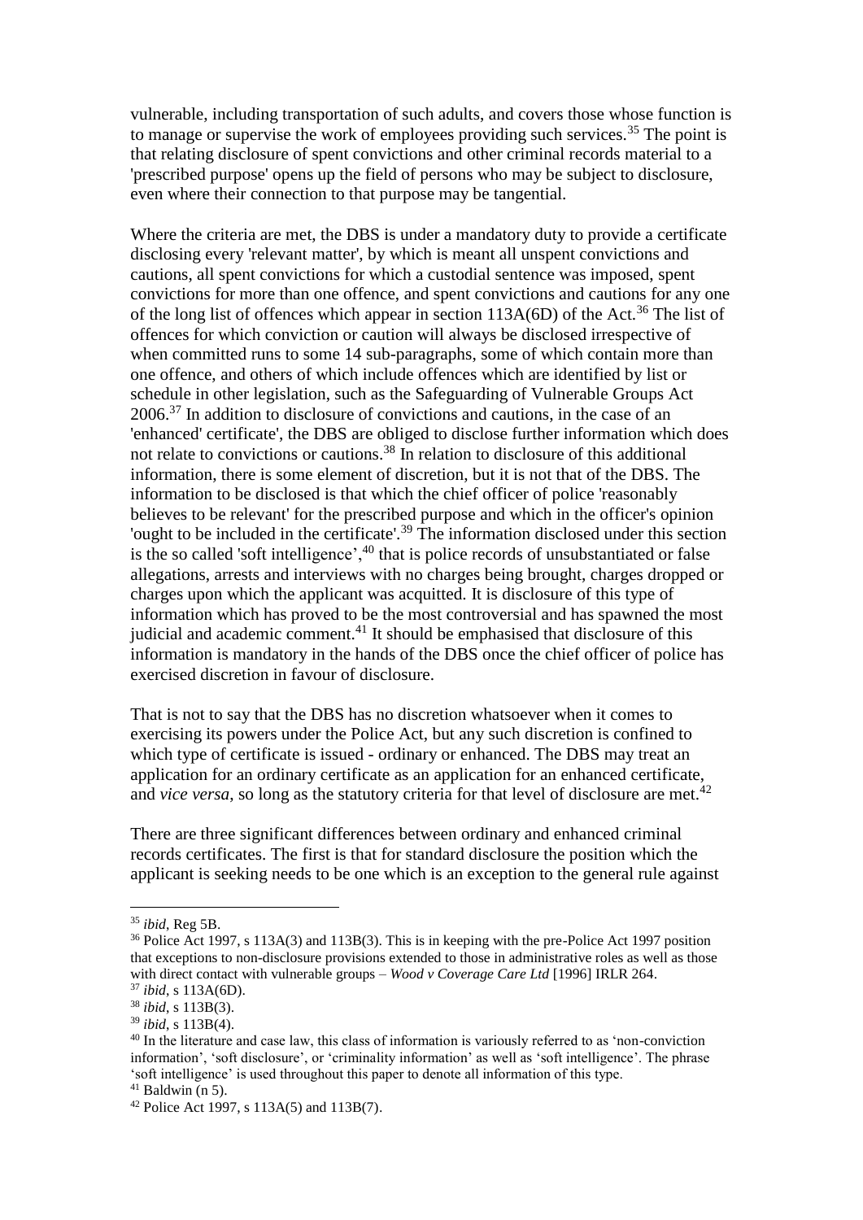vulnerable, including transportation of such adults, and covers those whose function is to manage or supervise the work of employees providing such services.[35] The point is that relating disclosure of spent convictions and other criminal records material to a 'prescribed purpose' opens up the field of persons who may be subject to disclosure, even where their connection to that purpose may be tangential.

Where the criteria are met, the DBS is under a mandatory duty to provide a certificate disclosing every 'relevant matter', by which is meant all unspent convictions and cautions, all spent convictions for which a custodial sentence was imposed, spent convictions for more than one offence, and spent convictions and cautions for any one of the long list of offences which appear in section 113A(6D) of the Act.[36] The list of offences for which conviction or caution will always be disclosed irrespective of when committed runs to some 14 sub-paragraphs, some of which contain more than one offence, and others of which include offences which are identified by list or schedule in other legislation, such as the Safeguarding of Vulnerable Groups Act 2006.[37] In addition to disclosure of convictions and cautions, in the case of an 'enhanced' certificate', the DBS are obliged to disclose further information which does not relate to convictions or cautions.[38] In relation to disclosure of this additional information, there is some element of discretion, but it is not that of the DBS. The information to be disclosed is that which the chief officer of police 'reasonably believes to be relevant' for the prescribed purpose and which in the officer's opinion 'ought to be included in the certificate'.[39] The information disclosed under this section is the so called 'soft intelligence',[40] that is police records of unsubstantiated or false allegations, arrests and interviews with no charges being brought, charges dropped or charges upon which the applicant was acquitted. It is disclosure of this type of information which has proved to be the most controversial and has spawned the most judicial and academic comment.[41] It should be emphasised that disclosure of this information is mandatory in the hands of the DBS once the chief officer of police has exercised discretion in favour of disclosure.

That is not to say that the DBS has no discretion whatsoever when it comes to exercising its powers under the Police Act, but any such discretion is confined to which type of certificate is issued - ordinary or enhanced. The DBS may treat an application for an ordinary certificate as an application for an enhanced certificate, and *vice versa*, so long as the statutory criteria for that level of disclosure are met.[42]

There are three significant differences between ordinary and enhanced criminal records certificates. The first is that for standard disclosure the position which the applicant is seeking needs to be one which is an exception to the general rule against

---

[35] *ibid*, Reg 5B.

[36] Police Act 1997, s 113A(3) and 113B(3). This is in keeping with the pre-Police Act 1997 position that exceptions to non-disclosure provisions extended to those in administrative roles as well as those with direct contact with vulnerable groups – *Wood v Coverage Care Ltd* [1996] IRLR 264.

[37] *ibid*, s 113A(6D).

[38] *ibid*, s 113B(3).

[39] *ibid*, s 113B(4).

[40] In the literature and case law, this class of information is variously referred to as 'non-conviction information', 'soft disclosure', or 'criminality information' as well as 'soft intelligence'. The phrase 'soft intelligence' is used throughout this paper to denote all information of this type.

[41] Baldwin (n 5).

[42] Police Act 1997, s 113A(5) and 113B(7).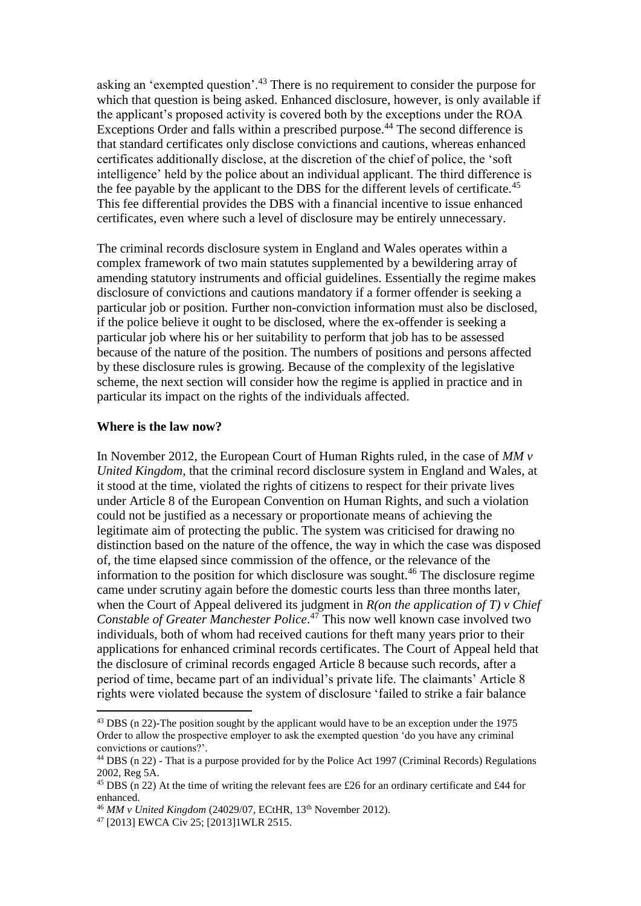asking an 'exempted question'.[43] There is no requirement to consider the purpose for which that question is being asked. Enhanced disclosure, however, is only available if the applicant's proposed activity is covered both by the exceptions under the ROA Exceptions Order and falls within a prescribed purpose.[44] The second difference is that standard certificates only disclose convictions and cautions, whereas enhanced certificates additionally disclose, at the discretion of the chief of police, the 'soft intelligence' held by the police about an individual applicant. The third difference is the fee payable by the applicant to the DBS for the different levels of certificate.[45] This fee differential provides the DBS with a financial incentive to issue enhanced certificates, even where such a level of disclosure may be entirely unnecessary.

The criminal records disclosure system in England and Wales operates within a complex framework of two main statutes supplemented by a bewildering array of amending statutory instruments and official guidelines. Essentially the regime makes disclosure of convictions and cautions mandatory if a former offender is seeking a particular job or position. Further non-conviction information must also be disclosed, if the police believe it ought to be disclosed, where the ex-offender is seeking a particular job where his or her suitability to perform that job has to be assessed because of the nature of the position. The numbers of positions and persons affected by these disclosure rules is growing. Because of the complexity of the legislative scheme, the next section will consider how the regime is applied in practice and in particular its impact on the rights of the individuals affected.

**Where is the law now?**

In November 2012, the European Court of Human Rights ruled, in the case of *MM v United Kingdom*, that the criminal record disclosure system in England and Wales, at it stood at the time, violated the rights of citizens to respect for their private lives under Article 8 of the European Convention on Human Rights, and such a violation could not be justified as a necessary or proportionate means of achieving the legitimate aim of protecting the public. The system was criticised for drawing no distinction based on the nature of the offence, the way in which the case was disposed of, the time elapsed since commission of the offence, or the relevance of the information to the position for which disclosure was sought.[46] The disclosure regime came under scrutiny again before the domestic courts less than three months later, when the Court of Appeal delivered its judgment in *R(on the application of T) v Chief Constable of Greater Manchester Police*.[47] This now well known case involved two individuals, both of whom had received cautions for theft many years prior to their applications for enhanced criminal records certificates. The Court of Appeal held that the disclosure of criminal records engaged Article 8 because such records, after a period of time, became part of an individual's private life. The claimants' Article 8 rights were violated because the system of disclosure 'failed to strike a fair balance

---

[43] DBS (n 22)-The position sought by the applicant would have to be an exception under the 1975 Order to allow the prospective employer to ask the exempted question 'do you have any criminal convictions or cautions?'.

[44] DBS (n 22) - That is a purpose provided for by the Police Act 1997 (Criminal Records) Regulations 2002, Reg 5A.

[45] DBS (n 22) At the time of writing the relevant fees are £26 for an ordinary certificate and £44 for enhanced.

[46] *MM v United Kingdom* (24029/07, ECtHR, 13th November 2012).

[47] [2013] EWCA Civ 25; [2013]1WLR 2515.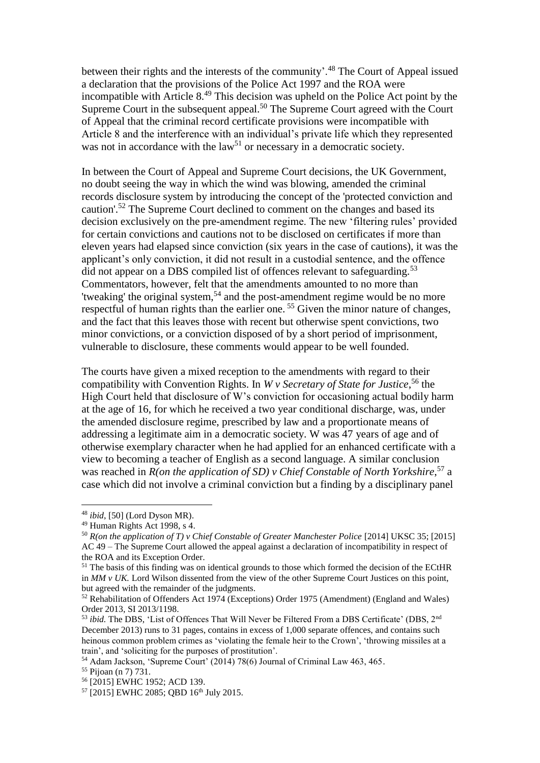between their rights and the interests of the community'.[48] The Court of Appeal issued a declaration that the provisions of the Police Act 1997 and the ROA were incompatible with Article 8.[49] This decision was upheld on the Police Act point by the Supreme Court in the subsequent appeal.[50] The Supreme Court agreed with the Court of Appeal that the criminal record certificate provisions were incompatible with Article 8 and the interference with an individual's private life which they represented was not in accordance with the law[51] or necessary in a democratic society.

In between the Court of Appeal and Supreme Court decisions, the UK Government, no doubt seeing the way in which the wind was blowing, amended the criminal records disclosure system by introducing the concept of the 'protected conviction and caution'.[52] The Supreme Court declined to comment on the changes and based its decision exclusively on the pre-amendment regime. The new 'filtering rules' provided for certain convictions and cautions not to be disclosed on certificates if more than eleven years had elapsed since conviction (six years in the case of cautions), it was the applicant's only conviction, it did not result in a custodial sentence, and the offence did not appear on a DBS compiled list of offences relevant to safeguarding.[53] Commentators, however, felt that the amendments amounted to no more than 'tweaking' the original system,[54] and the post-amendment regime would be no more respectful of human rights than the earlier one. [55] Given the minor nature of changes, and the fact that this leaves those with recent but otherwise spent convictions, two minor convictions, or a conviction disposed of by a short period of imprisonment, vulnerable to disclosure, these comments would appear to be well founded.

The courts have given a mixed reception to the amendments with regard to their compatibility with Convention Rights. In *W v Secretary of State for Justice*,[56] the High Court held that disclosure of W's conviction for occasioning actual bodily harm at the age of 16, for which he received a two year conditional discharge, was, under the amended disclosure regime, prescribed by law and a proportionate means of addressing a legitimate aim in a democratic society. W was 47 years of age and of otherwise exemplary character when he had applied for an enhanced certificate with a view to becoming a teacher of English as a second language. A similar conclusion was reached in *R(on the application of SD) v Chief Constable of North Yorkshire*,[57] a case which did not involve a criminal conviction but a finding by a disciplinary panel

---

[48] *ibid*, [50] (Lord Dyson MR).

[49] Human Rights Act 1998, s 4.

[50] *R(on the application of T) v Chief Constable of Greater Manchester Police* [2014] UKSC 35; [2015] AC 49 – The Supreme Court allowed the appeal against a declaration of incompatibility in respect of the ROA and its Exception Order.

[51] The basis of this finding was on identical grounds to those which formed the decision of the ECtHR in *MM v UK.* Lord Wilson dissented from the view of the other Supreme Court Justices on this point, but agreed with the remainder of the judgments.

[52] Rehabilitation of Offenders Act 1974 (Exceptions) Order 1975 (Amendment) (England and Wales) Order 2013, SI 2013/1198.

[53] *ibid.* The DBS, 'List of Offences That Will Never be Filtered From a DBS Certificate' (DBS, 2nd December 2013) runs to 31 pages, contains in excess of 1,000 separate offences, and contains such heinous common problem crimes as 'violating the female heir to the Crown', 'throwing missiles at a train', and 'soliciting for the purposes of prostitution'.

[54] Adam Jackson, 'Supreme Court' (2014) 78(6) Journal of Criminal Law 463, 465.

[55] Pijoan (n 7) 731.

[56] [2015] EWHC 1952; ACD 139.

[57] [2015] EWHC 2085; QBD 16th July 2015.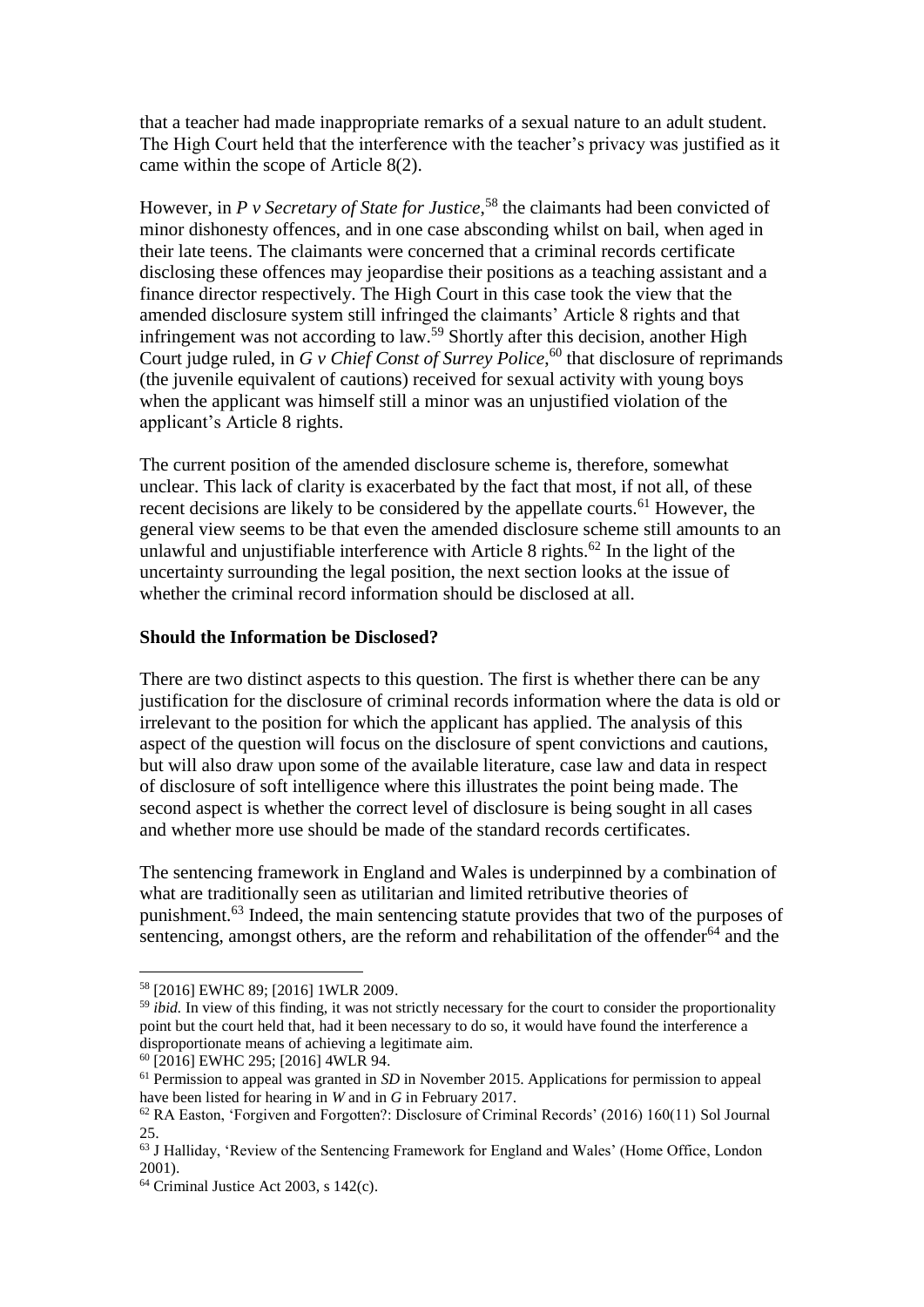that a teacher had made inappropriate remarks of a sexual nature to an adult student. The High Court held that the interference with the teacher's privacy was justified as it came within the scope of Article 8(2).

However, in *P v Secretary of State for Justice*,[58] the claimants had been convicted of minor dishonesty offences, and in one case absconding whilst on bail, when aged in their late teens. The claimants were concerned that a criminal records certificate disclosing these offences may jeopardise their positions as a teaching assistant and a finance director respectively. The High Court in this case took the view that the amended disclosure system still infringed the claimants' Article 8 rights and that infringement was not according to law.[59] Shortly after this decision, another High Court judge ruled, in *G v Chief Const of Surrey Police*,[60] that disclosure of reprimands (the juvenile equivalent of cautions) received for sexual activity with young boys when the applicant was himself still a minor was an unjustified violation of the applicant's Article 8 rights.

The current position of the amended disclosure scheme is, therefore, somewhat unclear. This lack of clarity is exacerbated by the fact that most, if not all, of these recent decisions are likely to be considered by the appellate courts.[61] However, the general view seems to be that even the amended disclosure scheme still amounts to an unlawful and unjustifiable interference with Article 8 rights.[62] In the light of the uncertainty surrounding the legal position, the next section looks at the issue of whether the criminal record information should be disclosed at all.

**Should the Information be Disclosed?**

There are two distinct aspects to this question. The first is whether there can be any justification for the disclosure of criminal records information where the data is old or irrelevant to the position for which the applicant has applied. The analysis of this aspect of the question will focus on the disclosure of spent convictions and cautions, but will also draw upon some of the available literature, case law and data in respect of disclosure of soft intelligence where this illustrates the point being made. The second aspect is whether the correct level of disclosure is being sought in all cases and whether more use should be made of the standard records certificates.

The sentencing framework in England and Wales is underpinned by a combination of what are traditionally seen as utilitarian and limited retributive theories of punishment.[63] Indeed, the main sentencing statute provides that two of the purposes of sentencing, amongst others, are the reform and rehabilitation of the offender[64] and the

---

[58] [2016] EWHC 89; [2016] 1WLR 2009.

[59] *ibid.* In view of this finding, it was not strictly necessary for the court to consider the proportionality point but the court held that, had it been necessary to do so, it would have found the interference a disproportionate means of achieving a legitimate aim.

[60] [2016] EWHC 295; [2016] 4WLR 94.

[61] Permission to appeal was granted in *SD* in November 2015. Applications for permission to appeal have been listed for hearing in *W* and in *G* in February 2017.

[62] RA Easton, 'Forgiven and Forgotten?: Disclosure of Criminal Records' (2016) 160(11) Sol Journal 25.

[63] J Halliday, 'Review of the Sentencing Framework for England and Wales' (Home Office, London 2001).

[64] Criminal Justice Act 2003, s 142(c).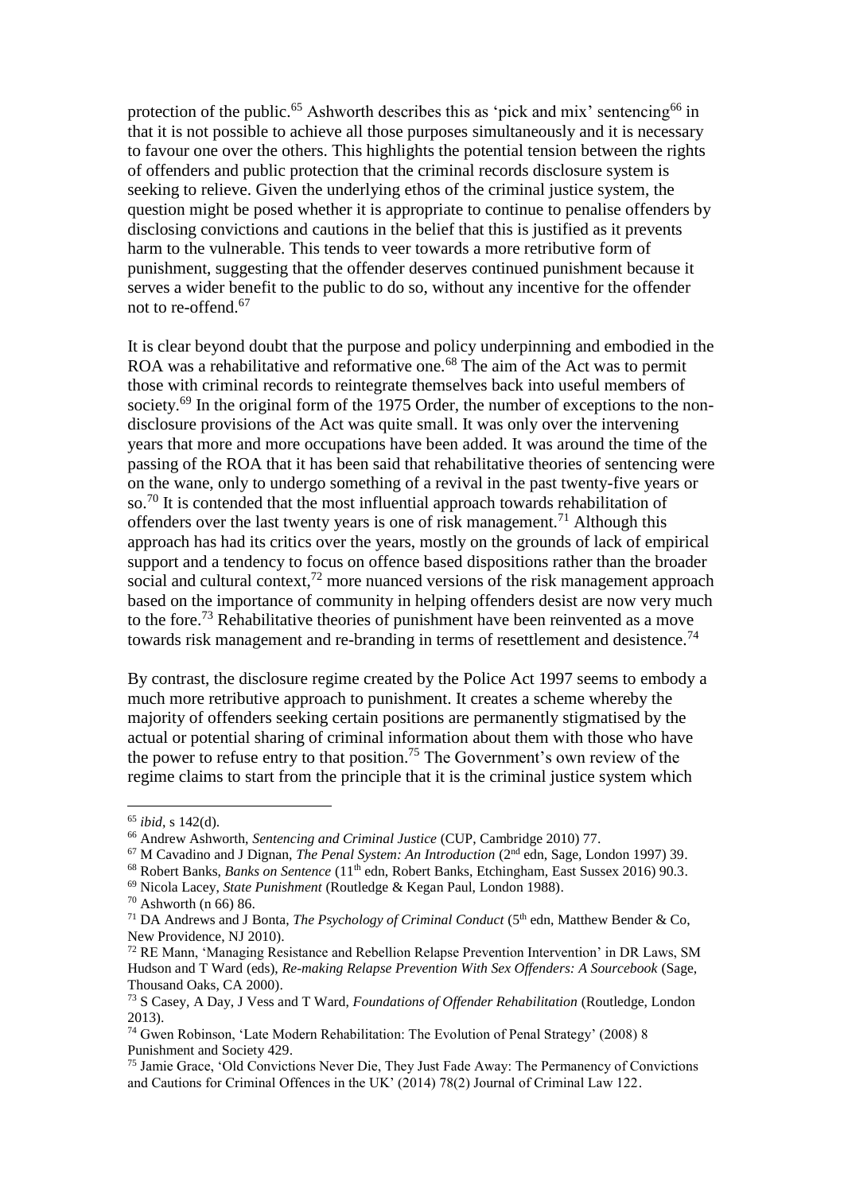protection of the public.[65] Ashworth describes this as 'pick and mix' sentencing[66] in that it is not possible to achieve all those purposes simultaneously and it is necessary to favour one over the others. This highlights the potential tension between the rights of offenders and public protection that the criminal records disclosure system is seeking to relieve. Given the underlying ethos of the criminal justice system, the question might be posed whether it is appropriate to continue to penalise offenders by disclosing convictions and cautions in the belief that this is justified as it prevents harm to the vulnerable. This tends to veer towards a more retributive form of punishment, suggesting that the offender deserves continued punishment because it serves a wider benefit to the public to do so, without any incentive for the offender not to re-offend.[67]

It is clear beyond doubt that the purpose and policy underpinning and embodied in the ROA was a rehabilitative and reformative one.[68] The aim of the Act was to permit those with criminal records to reintegrate themselves back into useful members of society.[69] In the original form of the 1975 Order, the number of exceptions to the non-disclosure provisions of the Act was quite small. It was only over the intervening years that more and more occupations have been added. It was around the time of the passing of the ROA that it has been said that rehabilitative theories of sentencing were on the wane, only to undergo something of a revival in the past twenty-five years or so.[70] It is contended that the most influential approach towards rehabilitation of offenders over the last twenty years is one of risk management.[71] Although this approach has had its critics over the years, mostly on the grounds of lack of empirical support and a tendency to focus on offence based dispositions rather than the broader social and cultural context,[72] more nuanced versions of the risk management approach based on the importance of community in helping offenders desist are now very much to the fore.[73] Rehabilitative theories of punishment have been reinvented as a move towards risk management and re-branding in terms of resettlement and desistence.[74]

By contrast, the disclosure regime created by the Police Act 1997 seems to embody a much more retributive approach to punishment. It creates a scheme whereby the majority of offenders seeking certain positions are permanently stigmatised by the actual or potential sharing of criminal information about them with those who have the power to refuse entry to that position.[75] The Government's own review of the regime claims to start from the principle that it is the criminal justice system which

---

[65] *ibid*, s 142(d).

[66] Andrew Ashworth, *Sentencing and Criminal Justice* (CUP, Cambridge 2010) 77.

[67] M Cavadino and J Dignan, *The Penal System: An Introduction* (2nd edn, Sage, London 1997) 39.

[68] Robert Banks, *Banks on Sentence* (11th edn, Robert Banks, Etchingham, East Sussex 2016) 90.3.

[69] Nicola Lacey, *State Punishment* (Routledge & Kegan Paul, London 1988).

[70] Ashworth (n 66) 86.

[71] DA Andrews and J Bonta, *The Psychology of Criminal Conduct* (5th edn, Matthew Bender & Co, New Providence, NJ 2010).

[72] RE Mann, 'Managing Resistance and Rebellion Relapse Prevention Intervention' in DR Laws, SM Hudson and T Ward (eds), *Re-making Relapse Prevention With Sex Offenders: A Sourcebook* (Sage, Thousand Oaks, CA 2000).

[73] S Casey, A Day, J Vess and T Ward, *Foundations of Offender Rehabilitation* (Routledge, London 2013).

[74] Gwen Robinson, 'Late Modern Rehabilitation: The Evolution of Penal Strategy' (2008) 8 Punishment and Society 429.

[75] Jamie Grace, 'Old Convictions Never Die, They Just Fade Away: The Permanency of Convictions and Cautions for Criminal Offences in the UK' (2014) 78(2) Journal of Criminal Law 122.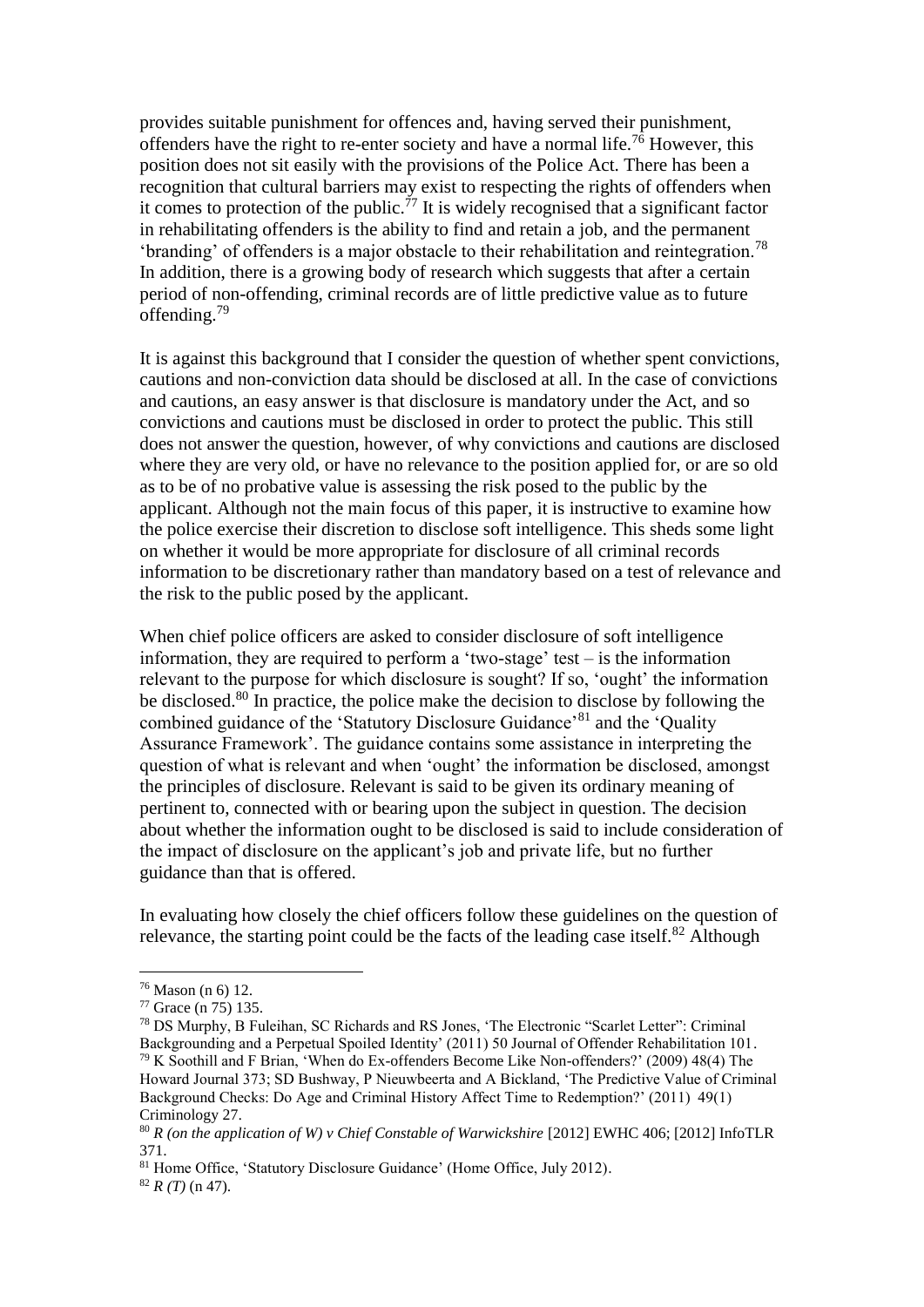provides suitable punishment for offences and, having served their punishment, offenders have the right to re-enter society and have a normal life.[76] However, this position does not sit easily with the provisions of the Police Act. There has been a recognition that cultural barriers may exist to respecting the rights of offenders when it comes to protection of the public.[77] It is widely recognised that a significant factor in rehabilitating offenders is the ability to find and retain a job, and the permanent 'branding' of offenders is a major obstacle to their rehabilitation and reintegration.[78] In addition, there is a growing body of research which suggests that after a certain period of non-offending, criminal records are of little predictive value as to future offending.[79]

It is against this background that I consider the question of whether spent convictions, cautions and non-conviction data should be disclosed at all. In the case of convictions and cautions, an easy answer is that disclosure is mandatory under the Act, and so convictions and cautions must be disclosed in order to protect the public. This still does not answer the question, however, of why convictions and cautions are disclosed where they are very old, or have no relevance to the position applied for, or are so old as to be of no probative value is assessing the risk posed to the public by the applicant. Although not the main focus of this paper, it is instructive to examine how the police exercise their discretion to disclose soft intelligence. This sheds some light on whether it would be more appropriate for disclosure of all criminal records information to be discretionary rather than mandatory based on a test of relevance and the risk to the public posed by the applicant.

When chief police officers are asked to consider disclosure of soft intelligence information, they are required to perform a 'two-stage' test – is the information relevant to the purpose for which disclosure is sought? If so, 'ought' the information be disclosed.[80] In practice, the police make the decision to disclose by following the combined guidance of the 'Statutory Disclosure Guidance'[81] and the 'Quality Assurance Framework'. The guidance contains some assistance in interpreting the question of what is relevant and when 'ought' the information be disclosed, amongst the principles of disclosure. Relevant is said to be given its ordinary meaning of pertinent to, connected with or bearing upon the subject in question. The decision about whether the information ought to be disclosed is said to include consideration of the impact of disclosure on the applicant's job and private life, but no further guidance than that is offered.

In evaluating how closely the chief officers follow these guidelines on the question of relevance, the starting point could be the facts of the leading case itself.[82] Although

---

[76] Mason (n 6) 12.

[77] Grace (n 75) 135.

[78] DS Murphy, B Fuleihan, SC Richards and RS Jones, 'The Electronic "Scarlet Letter": Criminal Backgrounding and a Perpetual Spoiled Identity' (2011) 50 Journal of Offender Rehabilitation 101.

[79] K Soothill and F Brian, 'When do Ex-offenders Become Like Non-offenders?' (2009) 48(4) The Howard Journal 373; SD Bushway, P Nieuwbeerta and A Bickland, 'The Predictive Value of Criminal Background Checks: Do Age and Criminal History Affect Time to Redemption?' (2011) 49(1) Criminology 27.

[80] *R (on the application of W) v Chief Constable of Warwickshire* [2012] EWHC 406; [2012] InfoTLR 371.

[81] Home Office, 'Statutory Disclosure Guidance' (Home Office, July 2012).

[82] *R (T)* (n 47).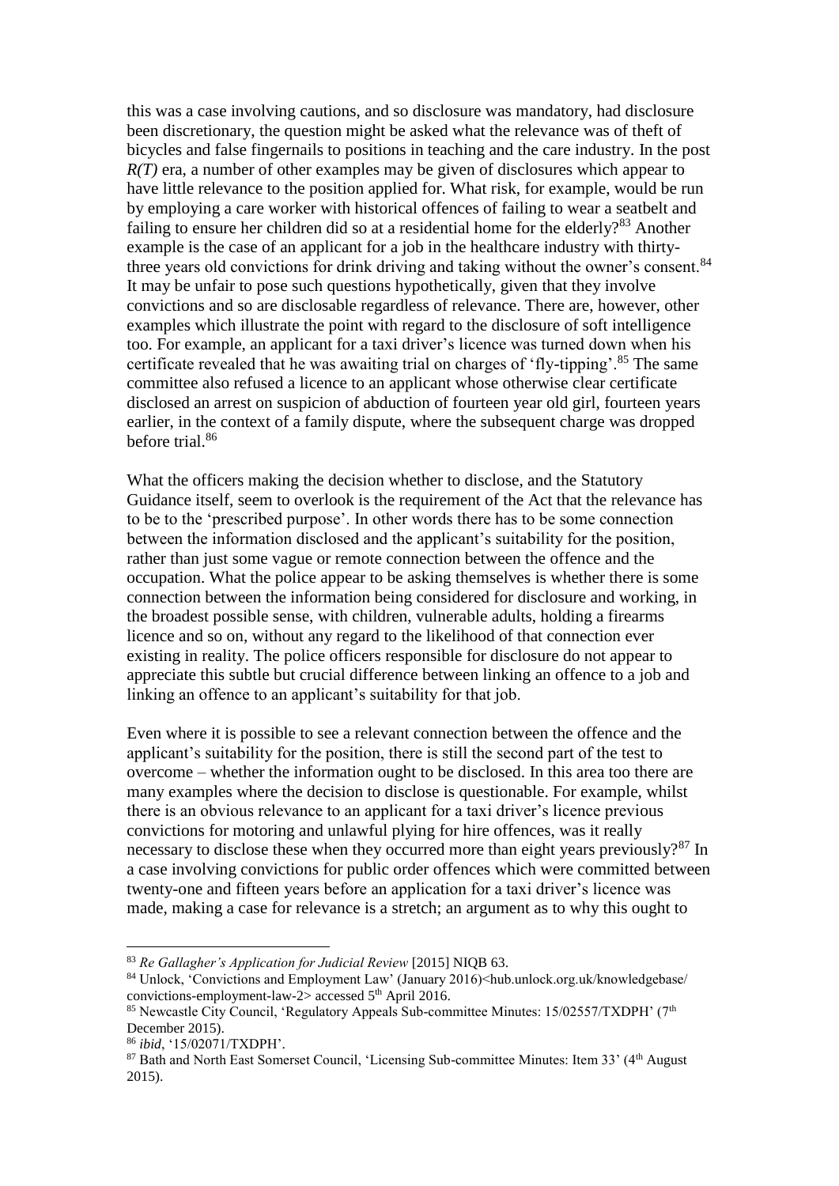this was a case involving cautions, and so disclosure was mandatory, had disclosure been discretionary, the question might be asked what the relevance was of theft of bicycles and false fingernails to positions in teaching and the care industry. In the post *R(T)* era, a number of other examples may be given of disclosures which appear to have little relevance to the position applied for. What risk, for example, would be run by employing a care worker with historical offences of failing to wear a seatbelt and failing to ensure her children did so at a residential home for the elderly?[83] Another example is the case of an applicant for a job in the healthcare industry with thirty-three years old convictions for drink driving and taking without the owner's consent.[84] It may be unfair to pose such questions hypothetically, given that they involve convictions and so are disclosable regardless of relevance. There are, however, other examples which illustrate the point with regard to the disclosure of soft intelligence too. For example, an applicant for a taxi driver's licence was turned down when his certificate revealed that he was awaiting trial on charges of 'fly-tipping'.[85] The same committee also refused a licence to an applicant whose otherwise clear certificate disclosed an arrest on suspicion of abduction of fourteen year old girl, fourteen years earlier, in the context of a family dispute, where the subsequent charge was dropped before trial.[86]

What the officers making the decision whether to disclose, and the Statutory Guidance itself, seem to overlook is the requirement of the Act that the relevance has to be to the 'prescribed purpose'. In other words there has to be some connection between the information disclosed and the applicant's suitability for the position, rather than just some vague or remote connection between the offence and the occupation. What the police appear to be asking themselves is whether there is some connection between the information being considered for disclosure and working, in the broadest possible sense, with children, vulnerable adults, holding a firearms licence and so on, without any regard to the likelihood of that connection ever existing in reality. The police officers responsible for disclosure do not appear to appreciate this subtle but crucial difference between linking an offence to a job and linking an offence to an applicant's suitability for that job.

Even where it is possible to see a relevant connection between the offence and the applicant's suitability for the position, there is still the second part of the test to overcome – whether the information ought to be disclosed. In this area too there are many examples where the decision to disclose is questionable. For example, whilst there is an obvious relevance to an applicant for a taxi driver's licence previous convictions for motoring and unlawful plying for hire offences, was it really necessary to disclose these when they occurred more than eight years previously?[87] In a case involving convictions for public order offences which were committed between twenty-one and fifteen years before an application for a taxi driver's licence was made, making a case for relevance is a stretch; an argument as to why this ought to

---

[83] *Re Gallagher's Application for Judicial Review* [2015] NIQB 63.

[84] Unlock, 'Convictions and Employment Law' (January 2016)<hub.unlock.org.uk/knowledgebase/convictions-employment-law-2> accessed 5th April 2016.

[85] Newcastle City Council, 'Regulatory Appeals Sub-committee Minutes: 15/02557/TXDPH' (7th December 2015).

[86] *ibid*, '15/02071/TXDPH'.

[87] Bath and North East Somerset Council, 'Licensing Sub-committee Minutes: Item 33' (4th August 2015).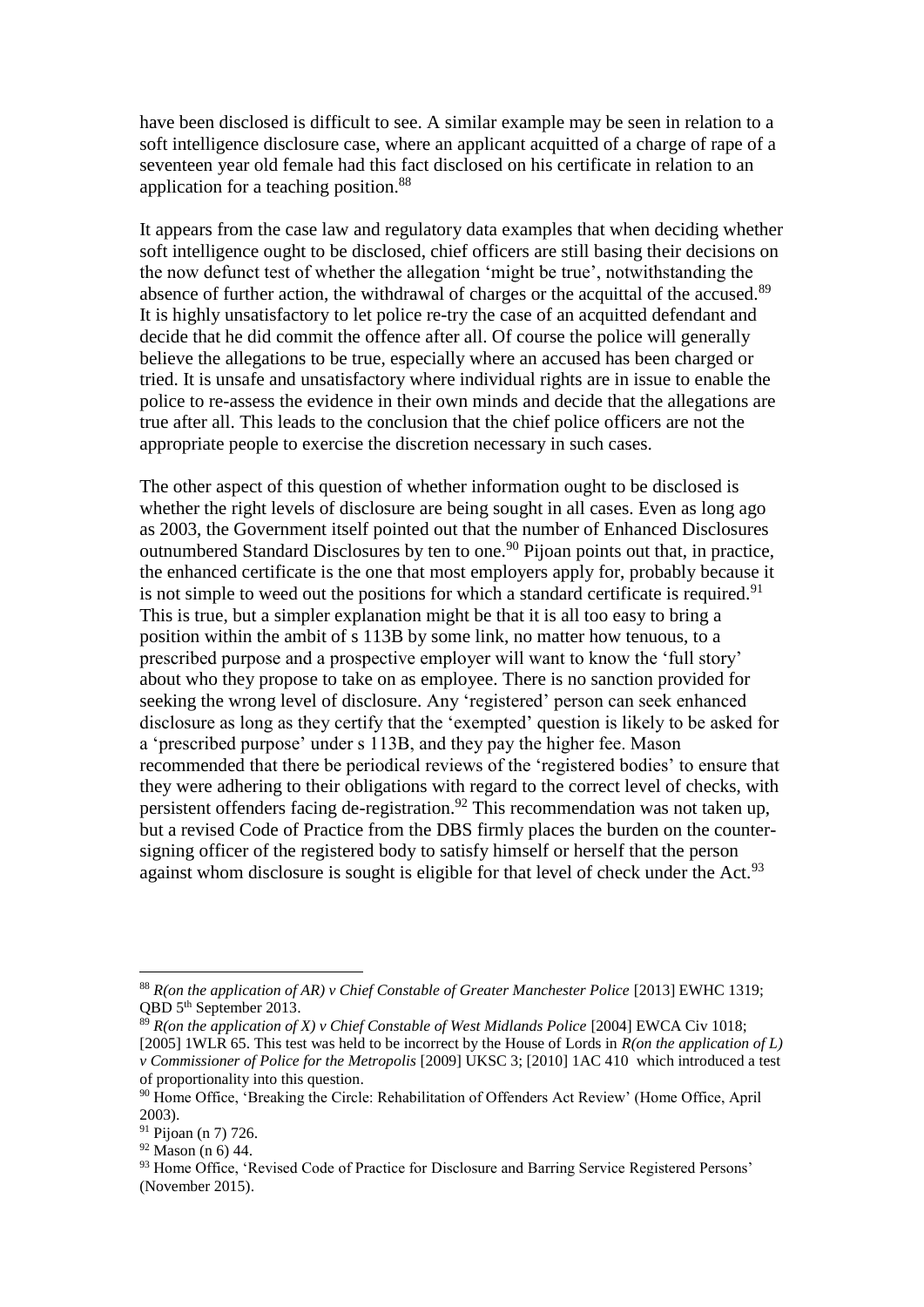have been disclosed is difficult to see. A similar example may be seen in relation to a soft intelligence disclosure case, where an applicant acquitted of a charge of rape of a seventeen year old female had this fact disclosed on his certificate in relation to an application for a teaching position.[88]

It appears from the case law and regulatory data examples that when deciding whether soft intelligence ought to be disclosed, chief officers are still basing their decisions on the now defunct test of whether the allegation 'might be true', notwithstanding the absence of further action, the withdrawal of charges or the acquittal of the accused.[89] It is highly unsatisfactory to let police re-try the case of an acquitted defendant and decide that he did commit the offence after all. Of course the police will generally believe the allegations to be true, especially where an accused has been charged or tried. It is unsafe and unsatisfactory where individual rights are in issue to enable the police to re-assess the evidence in their own minds and decide that the allegations are true after all. This leads to the conclusion that the chief police officers are not the appropriate people to exercise the discretion necessary in such cases.

The other aspect of this question of whether information ought to be disclosed is whether the right levels of disclosure are being sought in all cases. Even as long ago as 2003, the Government itself pointed out that the number of Enhanced Disclosures outnumbered Standard Disclosures by ten to one.[90] Pijoan points out that, in practice, the enhanced certificate is the one that most employers apply for, probably because it is not simple to weed out the positions for which a standard certificate is required.[91] This is true, but a simpler explanation might be that it is all too easy to bring a position within the ambit of s 113B by some link, no matter how tenuous, to a prescribed purpose and a prospective employer will want to know the 'full story' about who they propose to take on as employee. There is no sanction provided for seeking the wrong level of disclosure. Any 'registered' person can seek enhanced disclosure as long as they certify that the 'exempted' question is likely to be asked for a 'prescribed purpose' under s 113B, and they pay the higher fee. Mason recommended that there be periodical reviews of the 'registered bodies' to ensure that they were adhering to their obligations with regard to the correct level of checks, with persistent offenders facing de-registration.[92] This recommendation was not taken up, but a revised Code of Practice from the DBS firmly places the burden on the counter-signing officer of the registered body to satisfy himself or herself that the person against whom disclosure is sought is eligible for that level of check under the Act.[93]

---

[88] *R(on the application of AR) v Chief Constable of Greater Manchester Police* [2013] EWHC 1319; QBD 5th September 2013.

[89] *R(on the application of X) v Chief Constable of West Midlands Police* [2004] EWCA Civ 1018; [2005] 1WLR 65. This test was held to be incorrect by the House of Lords in *R(on the application of L) v Commissioner of Police for the Metropolis* [2009] UKSC 3; [2010] 1AC 410 which introduced a test of proportionality into this question.

[90] Home Office, 'Breaking the Circle: Rehabilitation of Offenders Act Review' (Home Office, April 2003).

[91] Pijoan (n 7) 726.

[92] Mason (n 6) 44.

[93] Home Office, 'Revised Code of Practice for Disclosure and Barring Service Registered Persons' (November 2015).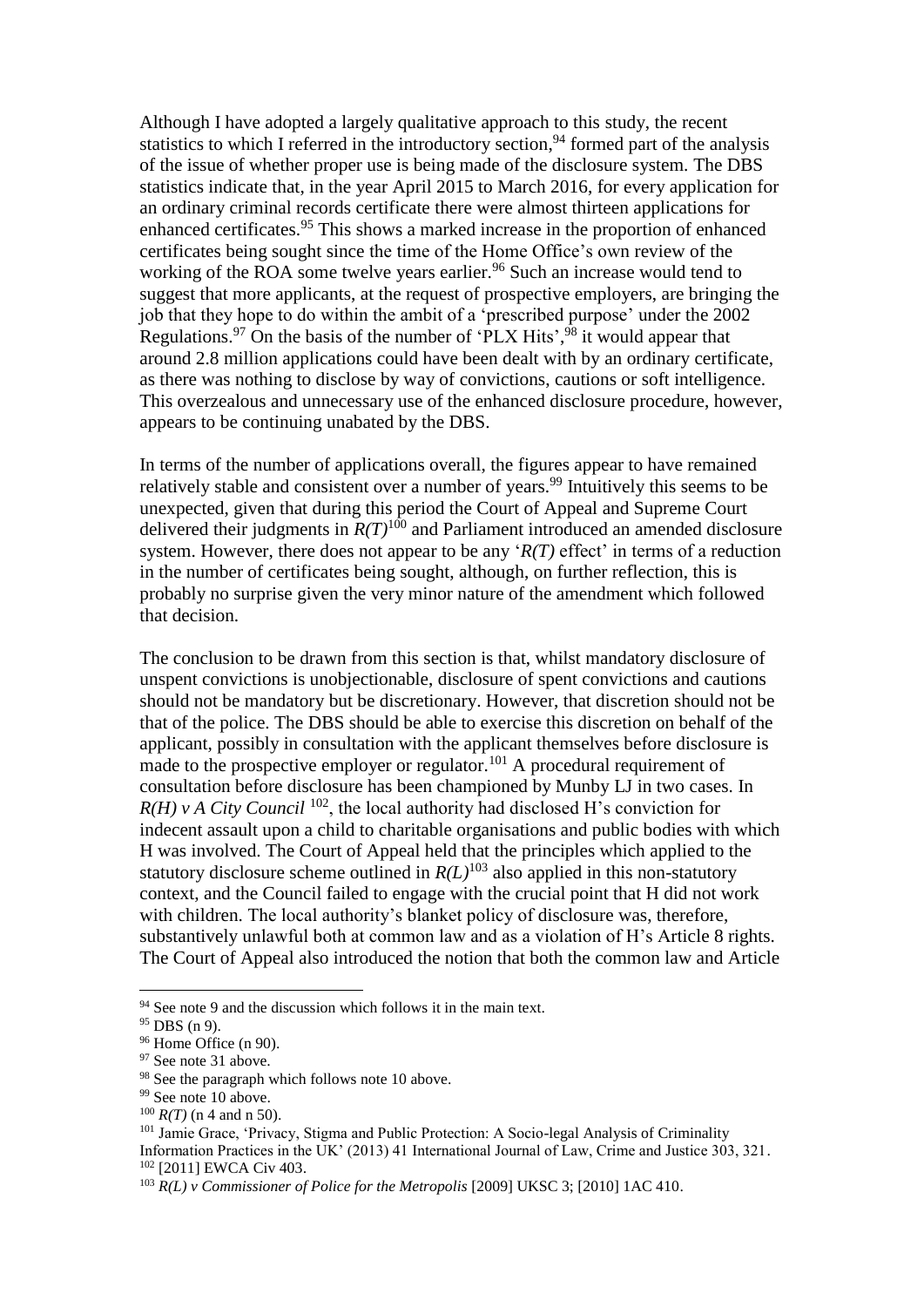Although I have adopted a largely qualitative approach to this study, the recent statistics to which I referred in the introductory section,[94] formed part of the analysis of the issue of whether proper use is being made of the disclosure system. The DBS statistics indicate that, in the year April 2015 to March 2016, for every application for an ordinary criminal records certificate there were almost thirteen applications for enhanced certificates.[95] This shows a marked increase in the proportion of enhanced certificates being sought since the time of the Home Office's own review of the working of the ROA some twelve years earlier.[96] Such an increase would tend to suggest that more applicants, at the request of prospective employers, are bringing the job that they hope to do within the ambit of a 'prescribed purpose' under the 2002 Regulations.[97] On the basis of the number of 'PLX Hits',[98] it would appear that around 2.8 million applications could have been dealt with by an ordinary certificate, as there was nothing to disclose by way of convictions, cautions or soft intelligence. This overzealous and unnecessary use of the enhanced disclosure procedure, however, appears to be continuing unabated by the DBS.

In terms of the number of applications overall, the figures appear to have remained relatively stable and consistent over a number of years.[99] Intuitively this seems to be unexpected, given that during this period the Court of Appeal and Supreme Court delivered their judgments in *R(T)*[100] and Parliament introduced an amended disclosure system. However, there does not appear to be any '*R(T)* effect' in terms of a reduction in the number of certificates being sought, although, on further reflection, this is probably no surprise given the very minor nature of the amendment which followed that decision.

The conclusion to be drawn from this section is that, whilst mandatory disclosure of unspent convictions is unobjectionable, disclosure of spent convictions and cautions should not be mandatory but be discretionary. However, that discretion should not be that of the police. The DBS should be able to exercise this discretion on behalf of the applicant, possibly in consultation with the applicant themselves before disclosure is made to the prospective employer or regulator.[101] A procedural requirement of consultation before disclosure has been championed by Munby LJ in two cases. In *R(H) v A City Council*[102], the local authority had disclosed H's conviction for indecent assault upon a child to charitable organisations and public bodies with which H was involved. The Court of Appeal held that the principles which applied to the statutory disclosure scheme outlined in *R(L)*[103] also applied in this non-statutory context, and the Council failed to engage with the crucial point that H did not work with children. The local authority's blanket policy of disclosure was, therefore, substantively unlawful both at common law and as a violation of H's Article 8 rights. The Court of Appeal also introduced the notion that both the common law and Article

---

[94] See note 9 and the discussion which follows it in the main text.

[95] DBS (n 9).

[96] Home Office (n 90).

[97] See note 31 above.

[98] See the paragraph which follows note 10 above.

[99] See note 10 above.

[100] *R(T)* (n 4 and n 50).

[101] Jamie Grace, 'Privacy, Stigma and Public Protection: A Socio-legal Analysis of Criminality Information Practices in the UK' (2013) 41 International Journal of Law, Crime and Justice 303, 321.

[102] [2011] EWCA Civ 403.

[103] *R(L) v Commissioner of Police for the Metropolis* [2009] UKSC 3; [2010] 1AC 410.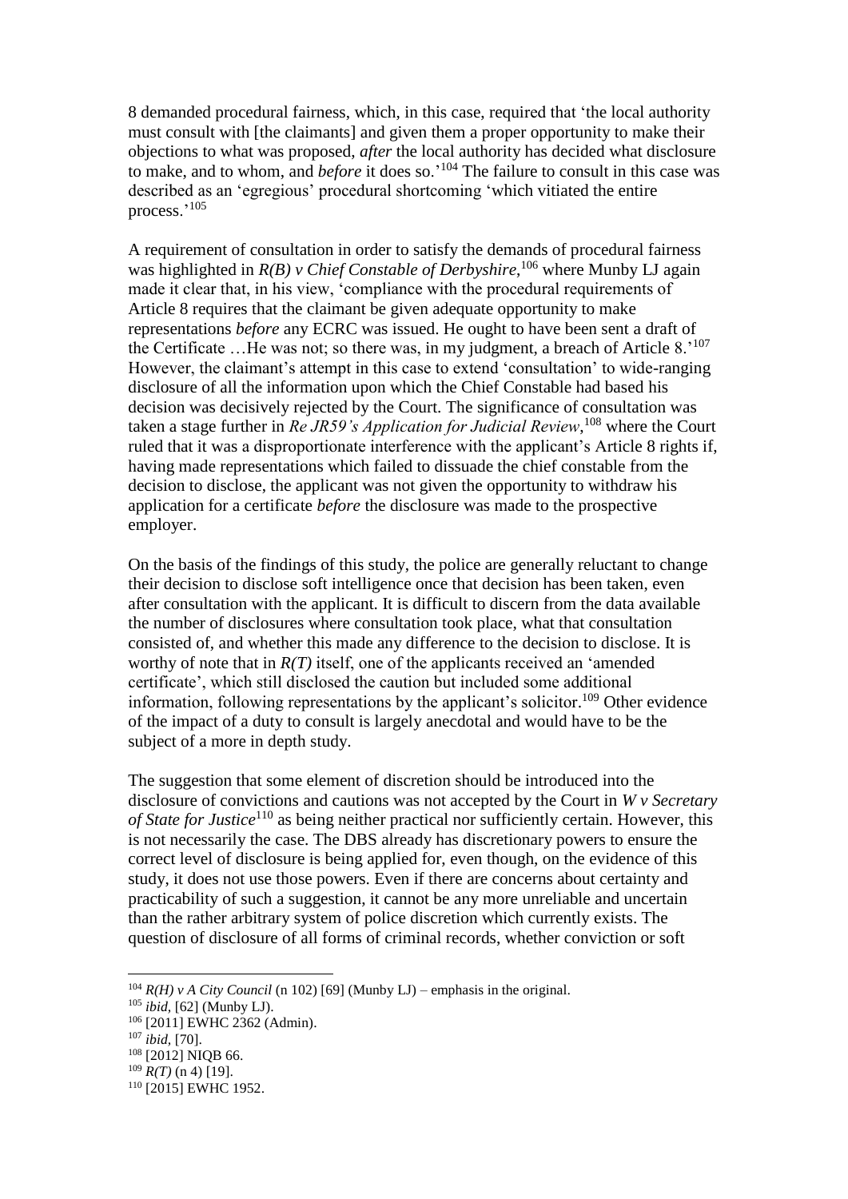8 demanded procedural fairness, which, in this case, required that 'the local authority must consult with [the claimants] and given them a proper opportunity to make their objections to what was proposed, *after* the local authority has decided what disclosure to make, and to whom, and *before* it does so.'[104] The failure to consult in this case was described as an 'egregious' procedural shortcoming 'which vitiated the entire process.'[105]

A requirement of consultation in order to satisfy the demands of procedural fairness was highlighted in *R(B) v Chief Constable of Derbyshire*,[106] where Munby LJ again made it clear that, in his view, 'compliance with the procedural requirements of Article 8 requires that the claimant be given adequate opportunity to make representations *before* any ECRC was issued. He ought to have been sent a draft of the Certificate …He was not; so there was, in my judgment, a breach of Article 8.'[107] However, the claimant's attempt in this case to extend 'consultation' to wide-ranging disclosure of all the information upon which the Chief Constable had based his decision was decisively rejected by the Court. The significance of consultation was taken a stage further in *Re JR59's Application for Judicial Review*,[108] where the Court ruled that it was a disproportionate interference with the applicant's Article 8 rights if, having made representations which failed to dissuade the chief constable from the decision to disclose, the applicant was not given the opportunity to withdraw his application for a certificate *before* the disclosure was made to the prospective employer.

On the basis of the findings of this study, the police are generally reluctant to change their decision to disclose soft intelligence once that decision has been taken, even after consultation with the applicant. It is difficult to discern from the data available the number of disclosures where consultation took place, what that consultation consisted of, and whether this made any difference to the decision to disclose. It is worthy of note that in *R(T)* itself, one of the applicants received an 'amended certificate', which still disclosed the caution but included some additional information, following representations by the applicant's solicitor.[109] Other evidence of the impact of a duty to consult is largely anecdotal and would have to be the subject of a more in depth study.

The suggestion that some element of discretion should be introduced into the disclosure of convictions and cautions was not accepted by the Court in *W v Secretary of State for Justice*[110] as being neither practical nor sufficiently certain. However, this is not necessarily the case. The DBS already has discretionary powers to ensure the correct level of disclosure is being applied for, even though, on the evidence of this study, it does not use those powers. Even if there are concerns about certainty and practicability of such a suggestion, it cannot be any more unreliable and uncertain than the rather arbitrary system of police discretion which currently exists. The question of disclosure of all forms of criminal records, whether conviction or soft

---

[104] *R(H) v A City Council* (n 102) [69] (Munby LJ) – emphasis in the original.

[105] *ibid,* [62] (Munby LJ).

[106] [2011] EWHC 2362 (Admin).

[107] *ibid,* [70].

[108] [2012] NIQB 66.

[109] *R(T)* (n 4) [19].

[110] [2015] EWHC 1952.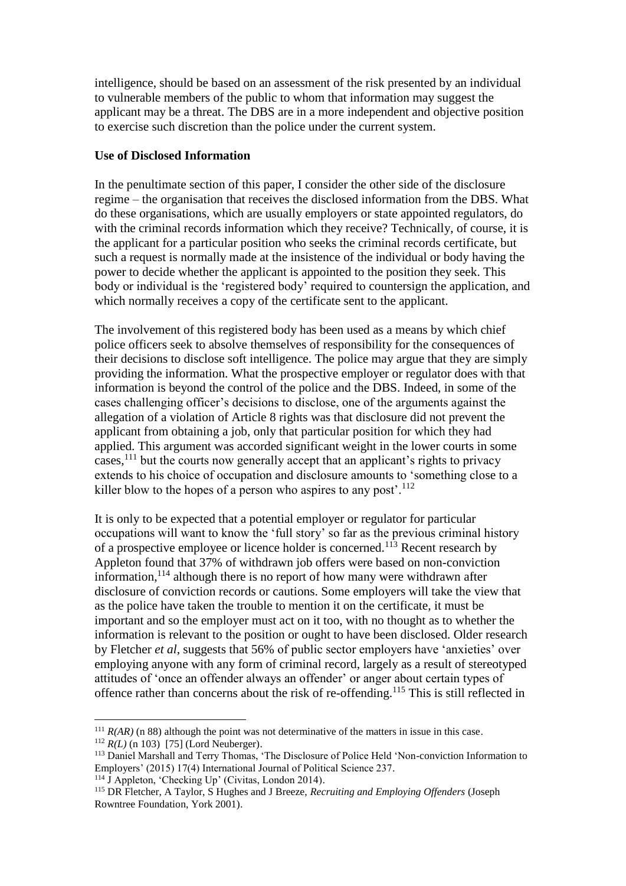intelligence, should be based on an assessment of the risk presented by an individual to vulnerable members of the public to whom that information may suggest the applicant may be a threat. The DBS are in a more independent and objective position to exercise such discretion than the police under the current system.

**Use of Disclosed Information**

In the penultimate section of this paper, I consider the other side of the disclosure regime – the organisation that receives the disclosed information from the DBS. What do these organisations, which are usually employers or state appointed regulators, do with the criminal records information which they receive? Technically, of course, it is the applicant for a particular position who seeks the criminal records certificate, but such a request is normally made at the insistence of the individual or body having the power to decide whether the applicant is appointed to the position they seek. This body or individual is the 'registered body' required to countersign the application, and which normally receives a copy of the certificate sent to the applicant.

The involvement of this registered body has been used as a means by which chief police officers seek to absolve themselves of responsibility for the consequences of their decisions to disclose soft intelligence. The police may argue that they are simply providing the information. What the prospective employer or regulator does with that information is beyond the control of the police and the DBS. Indeed, in some of the cases challenging officer's decisions to disclose, one of the arguments against the allegation of a violation of Article 8 rights was that disclosure did not prevent the applicant from obtaining a job, only that particular position for which they had applied. This argument was accorded significant weight in the lower courts in some cases,[111] but the courts now generally accept that an applicant's rights to privacy extends to his choice of occupation and disclosure amounts to 'something close to a killer blow to the hopes of a person who aspires to any post'.[112]

It is only to be expected that a potential employer or regulator for particular occupations will want to know the 'full story' so far as the previous criminal history of a prospective employee or licence holder is concerned.[113] Recent research by Appleton found that 37% of withdrawn job offers were based on non-conviction information,[114] although there is no report of how many were withdrawn after disclosure of conviction records or cautions. Some employers will take the view that as the police have taken the trouble to mention it on the certificate, it must be important and so the employer must act on it too, with no thought as to whether the information is relevant to the position or ought to have been disclosed. Older research by Fletcher *et al*, suggests that 56% of public sector employers have 'anxieties' over employing anyone with any form of criminal record, largely as a result of stereotyped attitudes of 'once an offender always an offender' or anger about certain types of offence rather than concerns about the risk of re-offending.[115] This is still reflected in

---

[111] *R(AR)* (n 88) although the point was not determinative of the matters in issue in this case.

[112] *R(L)* (n 103) [75] (Lord Neuberger).

[113] Daniel Marshall and Terry Thomas, 'The Disclosure of Police Held 'Non-conviction Information to Employers' (2015) 17(4) International Journal of Political Science 237.

[114] J Appleton, 'Checking Up' (Civitas, London 2014).

[115] DR Fletcher, A Taylor, S Hughes and J Breeze, *Recruiting and Employing Offenders* (Joseph Rowntree Foundation, York 2001).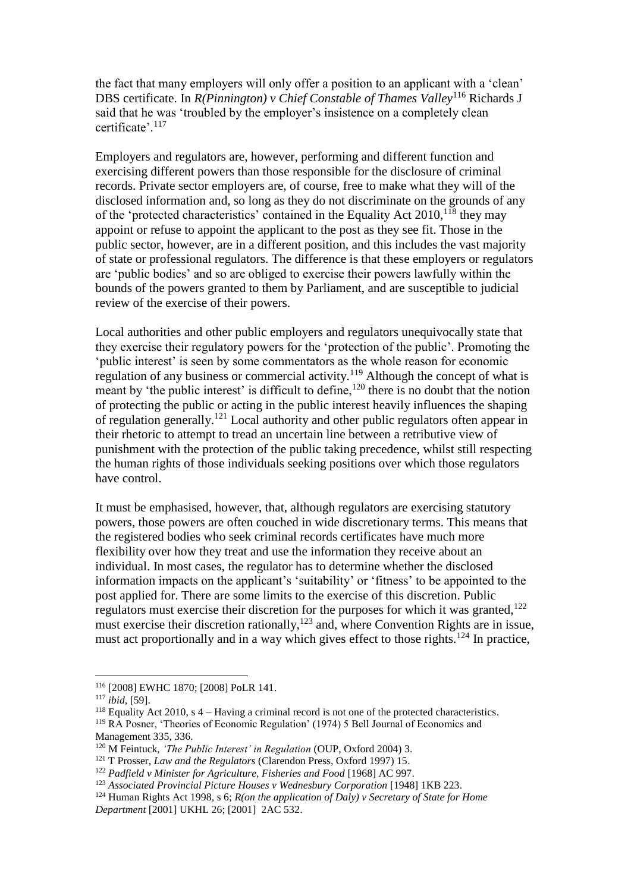the fact that many employers will only offer a position to an applicant with a 'clean' DBS certificate. In *R(Pinnington) v Chief Constable of Thames Valley*[116] Richards J said that he was 'troubled by the employer's insistence on a completely clean certificate'.[117]

Employers and regulators are, however, performing and different function and exercising different powers than those responsible for the disclosure of criminal records. Private sector employers are, of course, free to make what they will of the disclosed information and, so long as they do not discriminate on the grounds of any of the 'protected characteristics' contained in the Equality Act 2010,[118] they may appoint or refuse to appoint the applicant to the post as they see fit. Those in the public sector, however, are in a different position, and this includes the vast majority of state or professional regulators. The difference is that these employers or regulators are 'public bodies' and so are obliged to exercise their powers lawfully within the bounds of the powers granted to them by Parliament, and are susceptible to judicial review of the exercise of their powers.

Local authorities and other public employers and regulators unequivocally state that they exercise their regulatory powers for the 'protection of the public'. Promoting the 'public interest' is seen by some commentators as the whole reason for economic regulation of any business or commercial activity.[119] Although the concept of what is meant by 'the public interest' is difficult to define,[120] there is no doubt that the notion of protecting the public or acting in the public interest heavily influences the shaping of regulation generally.[121] Local authority and other public regulators often appear in their rhetoric to attempt to tread an uncertain line between a retributive view of punishment with the protection of the public taking precedence, whilst still respecting the human rights of those individuals seeking positions over which those regulators have control.

It must be emphasised, however, that, although regulators are exercising statutory powers, those powers are often couched in wide discretionary terms. This means that the registered bodies who seek criminal records certificates have much more flexibility over how they treat and use the information they receive about an individual. In most cases, the regulator has to determine whether the disclosed information impacts on the applicant's 'suitability' or 'fitness' to be appointed to the post applied for. There are some limits to the exercise of this discretion. Public regulators must exercise their discretion for the purposes for which it was granted,[122] must exercise their discretion rationally,[123] and, where Convention Rights are in issue, must act proportionally and in a way which gives effect to those rights.[124] In practice,

---

[116] [2008] EWHC 1870; [2008] PoLR 141.

[117] *ibid*, [59].

[118] Equality Act 2010, s 4 – Having a criminal record is not one of the protected characteristics.

[119] RA Posner, 'Theories of Economic Regulation' (1974) 5 Bell Journal of Economics and Management 335, 336.

[120] M Feintuck, *'The Public Interest' in Regulation* (OUP, Oxford 2004) 3.

[121] T Prosser, *Law and the Regulators* (Clarendon Press, Oxford 1997) 15.

[122] *Padfield v Minister for Agriculture, Fisheries and Food* [1968] AC 997.

[123] *Associated Provincial Picture Houses v Wednesbury Corporation* [1948] 1KB 223.

[124] Human Rights Act 1998, s 6; *R(on the application of Daly) v Secretary of State for Home Department* [2001] UKHL 26; [2001] 2AC 532.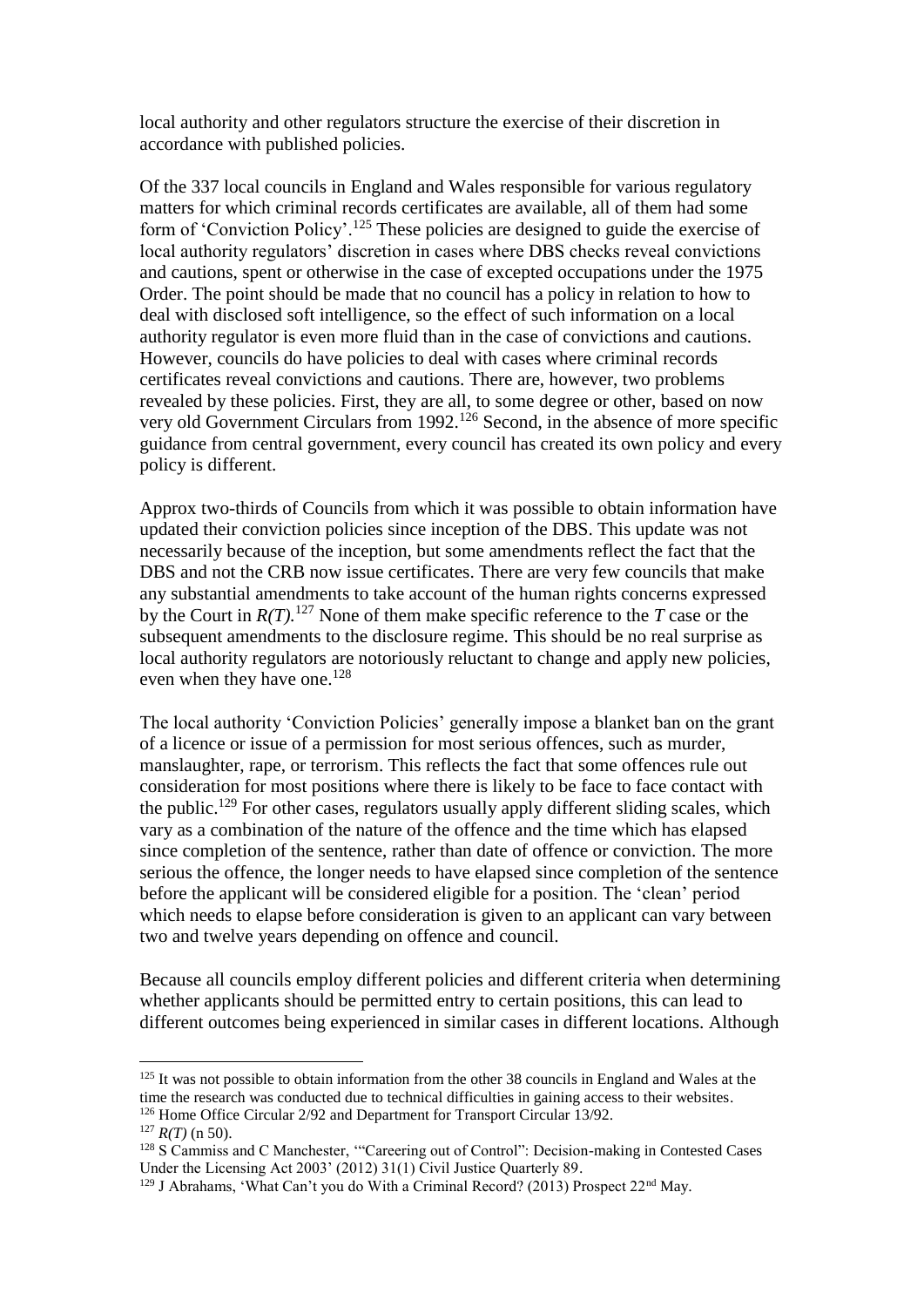local authority and other regulators structure the exercise of their discretion in accordance with published policies.

Of the 337 local councils in England and Wales responsible for various regulatory matters for which criminal records certificates are available, all of them had some form of 'Conviction Policy'.[125] These policies are designed to guide the exercise of local authority regulators' discretion in cases where DBS checks reveal convictions and cautions, spent or otherwise in the case of excepted occupations under the 1975 Order. The point should be made that no council has a policy in relation to how to deal with disclosed soft intelligence, so the effect of such information on a local authority regulator is even more fluid than in the case of convictions and cautions. However, councils do have policies to deal with cases where criminal records certificates reveal convictions and cautions. There are, however, two problems revealed by these policies. First, they are all, to some degree or other, based on now very old Government Circulars from 1992.[126] Second, in the absence of more specific guidance from central government, every council has created its own policy and every policy is different.

Approx two-thirds of Councils from which it was possible to obtain information have updated their conviction policies since inception of the DBS. This update was not necessarily because of the inception, but some amendments reflect the fact that the DBS and not the CRB now issue certificates. There are very few councils that make any substantial amendments to take account of the human rights concerns expressed by the Court in *R(T)*.[127] None of them make specific reference to the *T* case or the subsequent amendments to the disclosure regime. This should be no real surprise as local authority regulators are notoriously reluctant to change and apply new policies, even when they have one.[128]

The local authority 'Conviction Policies' generally impose a blanket ban on the grant of a licence or issue of a permission for most serious offences, such as murder, manslaughter, rape, or terrorism. This reflects the fact that some offences rule out consideration for most positions where there is likely to be face to face contact with the public.[129] For other cases, regulators usually apply different sliding scales, which vary as a combination of the nature of the offence and the time which has elapsed since completion of the sentence, rather than date of offence or conviction. The more serious the offence, the longer needs to have elapsed since completion of the sentence before the applicant will be considered eligible for a position. The 'clean' period which needs to elapse before consideration is given to an applicant can vary between two and twelve years depending on offence and council.

Because all councils employ different policies and different criteria when determining whether applicants should be permitted entry to certain positions, this can lead to different outcomes being experienced in similar cases in different locations. Although

---

[125] It was not possible to obtain information from the other 38 councils in England and Wales at the time the research was conducted due to technical difficulties in gaining access to their websites.

[126] Home Office Circular 2/92 and Department for Transport Circular 13/92.

[127] *R(T)* (n 50).

[128] S Cammiss and C Manchester, '"Careering out of Control": Decision-making in Contested Cases Under the Licensing Act 2003' (2012) 31(1) Civil Justice Quarterly 89.

[129] J Abrahams, 'What Can't you do With a Criminal Record? (2013) Prospect 22nd May.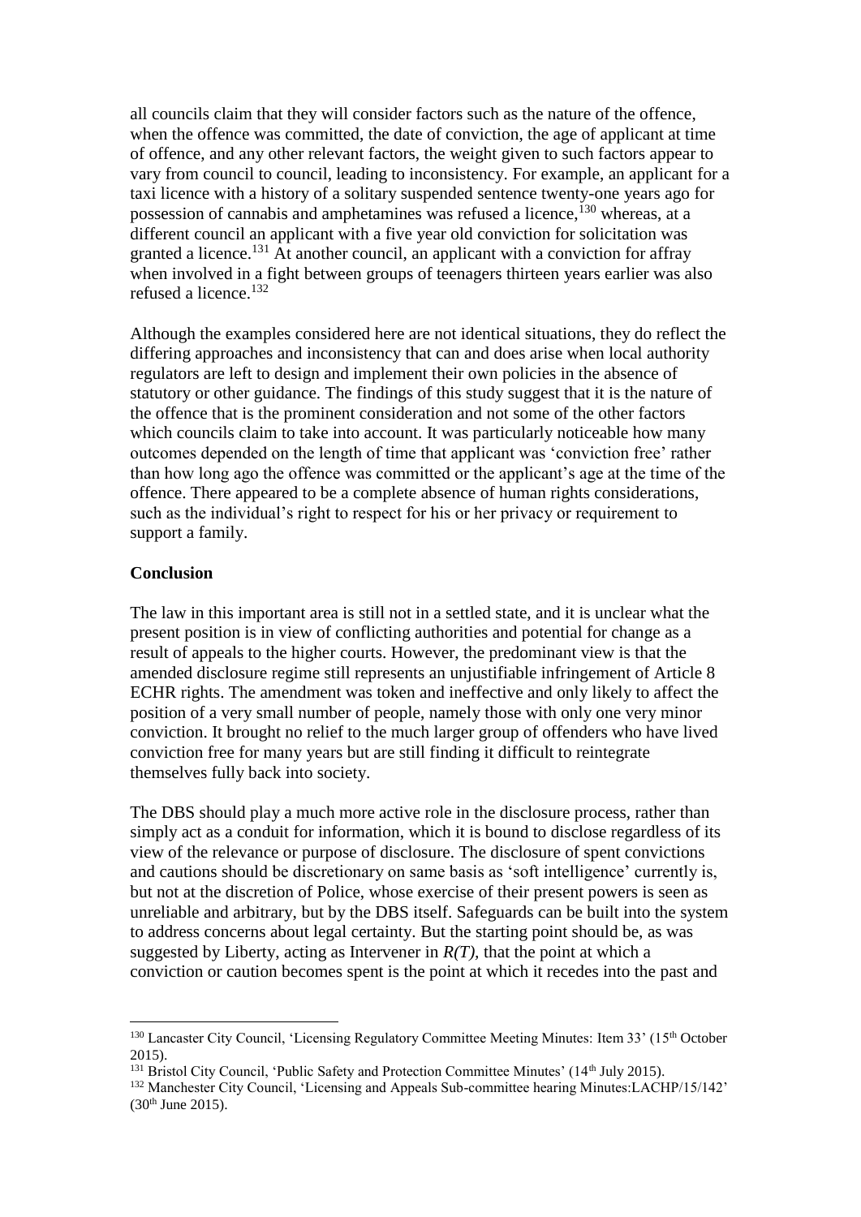all councils claim that they will consider factors such as the nature of the offence, when the offence was committed, the date of conviction, the age of applicant at time of offence, and any other relevant factors, the weight given to such factors appear to vary from council to council, leading to inconsistency. For example, an applicant for a taxi licence with a history of a solitary suspended sentence twenty-one years ago for possession of cannabis and amphetamines was refused a licence,[130] whereas, at a different council an applicant with a five year old conviction for solicitation was granted a licence.[131] At another council, an applicant with a conviction for affray when involved in a fight between groups of teenagers thirteen years earlier was also refused a licence.[132]

Although the examples considered here are not identical situations, they do reflect the differing approaches and inconsistency that can and does arise when local authority regulators are left to design and implement their own policies in the absence of statutory or other guidance. The findings of this study suggest that it is the nature of the offence that is the prominent consideration and not some of the other factors which councils claim to take into account. It was particularly noticeable how many outcomes depended on the length of time that applicant was 'conviction free' rather than how long ago the offence was committed or the applicant's age at the time of the offence. There appeared to be a complete absence of human rights considerations, such as the individual's right to respect for his or her privacy or requirement to support a family.

**Conclusion**

The law in this important area is still not in a settled state, and it is unclear what the present position is in view of conflicting authorities and potential for change as a result of appeals to the higher courts. However, the predominant view is that the amended disclosure regime still represents an unjustifiable infringement of Article 8 ECHR rights. The amendment was token and ineffective and only likely to affect the position of a very small number of people, namely those with only one very minor conviction. It brought no relief to the much larger group of offenders who have lived conviction free for many years but are still finding it difficult to reintegrate themselves fully back into society.

The DBS should play a much more active role in the disclosure process, rather than simply act as a conduit for information, which it is bound to disclose regardless of its view of the relevance or purpose of disclosure. The disclosure of spent convictions and cautions should be discretionary on same basis as 'soft intelligence' currently is, but not at the discretion of Police, whose exercise of their present powers is seen as unreliable and arbitrary, but by the DBS itself. Safeguards can be built into the system to address concerns about legal certainty. But the starting point should be, as was suggested by Liberty, acting as Intervener in *R(T)*, that the point at which a conviction or caution becomes spent is the point at which it recedes into the past and

---

[130] Lancaster City Council, 'Licensing Regulatory Committee Meeting Minutes: Item 33' (15th October 2015).

[131] Bristol City Council, 'Public Safety and Protection Committee Minutes' (14th July 2015).

[132] Manchester City Council, 'Licensing and Appeals Sub-committee hearing Minutes:LACHP/15/142' (30th June 2015).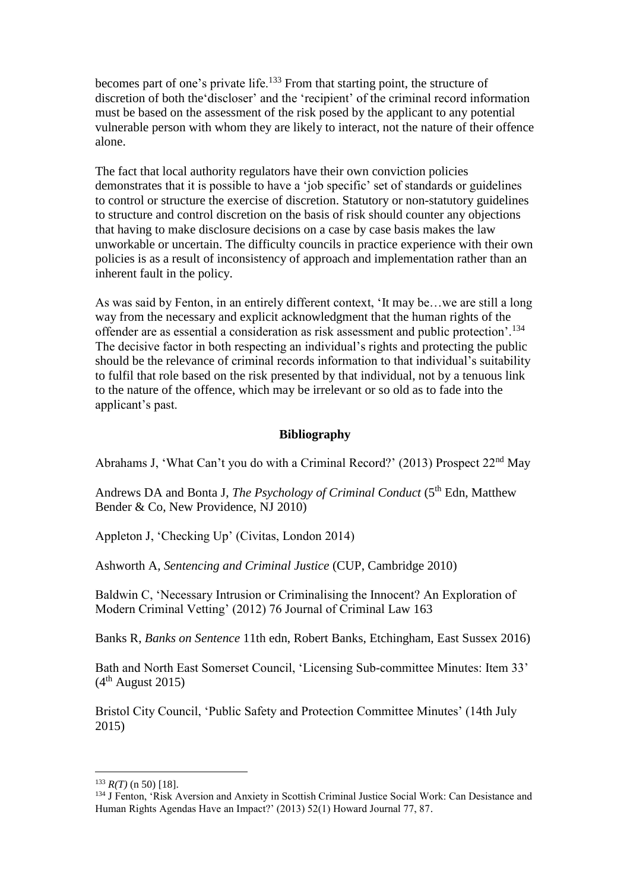becomes part of one's private life.[133] From that starting point, the structure of discretion of both the'discloser' and the 'recipient' of the criminal record information must be based on the assessment of the risk posed by the applicant to any potential vulnerable person with whom they are likely to interact, not the nature of their offence alone.

The fact that local authority regulators have their own conviction policies demonstrates that it is possible to have a 'job specific' set of standards or guidelines to control or structure the exercise of discretion. Statutory or non-statutory guidelines to structure and control discretion on the basis of risk should counter any objections that having to make disclosure decisions on a case by case basis makes the law unworkable or uncertain. The difficulty councils in practice experience with their own policies is as a result of inconsistency of approach and implementation rather than an inherent fault in the policy.

As was said by Fenton, in an entirely different context, 'It may be…we are still a long way from the necessary and explicit acknowledgment that the human rights of the offender are as essential a consideration as risk assessment and public protection'.[134] The decisive factor in both respecting an individual's rights and protecting the public should be the relevance of criminal records information to that individual's suitability to fulfil that role based on the risk presented by that individual, not by a tenuous link to the nature of the offence, which may be irrelevant or so old as to fade into the applicant's past.

**Bibliography**

Abrahams J, 'What Can't you do with a Criminal Record?' (2013) Prospect 22nd May

Andrews DA and Bonta J, *The Psychology of Criminal Conduct* (5th Edn, Matthew Bender & Co, New Providence, NJ 2010)

Appleton J, 'Checking Up' (Civitas, London 2014)

Ashworth A, *Sentencing and Criminal Justice* (CUP, Cambridge 2010)

Baldwin C, 'Necessary Intrusion or Criminalising the Innocent? An Exploration of Modern Criminal Vetting' (2012) 76 Journal of Criminal Law 163

Banks R, *Banks on Sentence* 11th edn, Robert Banks, Etchingham, East Sussex 2016)

Bath and North East Somerset Council, 'Licensing Sub-committee Minutes: Item 33' (4th August 2015)

Bristol City Council, 'Public Safety and Protection Committee Minutes' (14th July 2015)

---

[133] *R(T)* (n 50) [18].

[134] J Fenton, 'Risk Aversion and Anxiety in Scottish Criminal Justice Social Work: Can Desistance and Human Rights Agendas Have an Impact?' (2013) 52(1) Howard Journal 77, 87.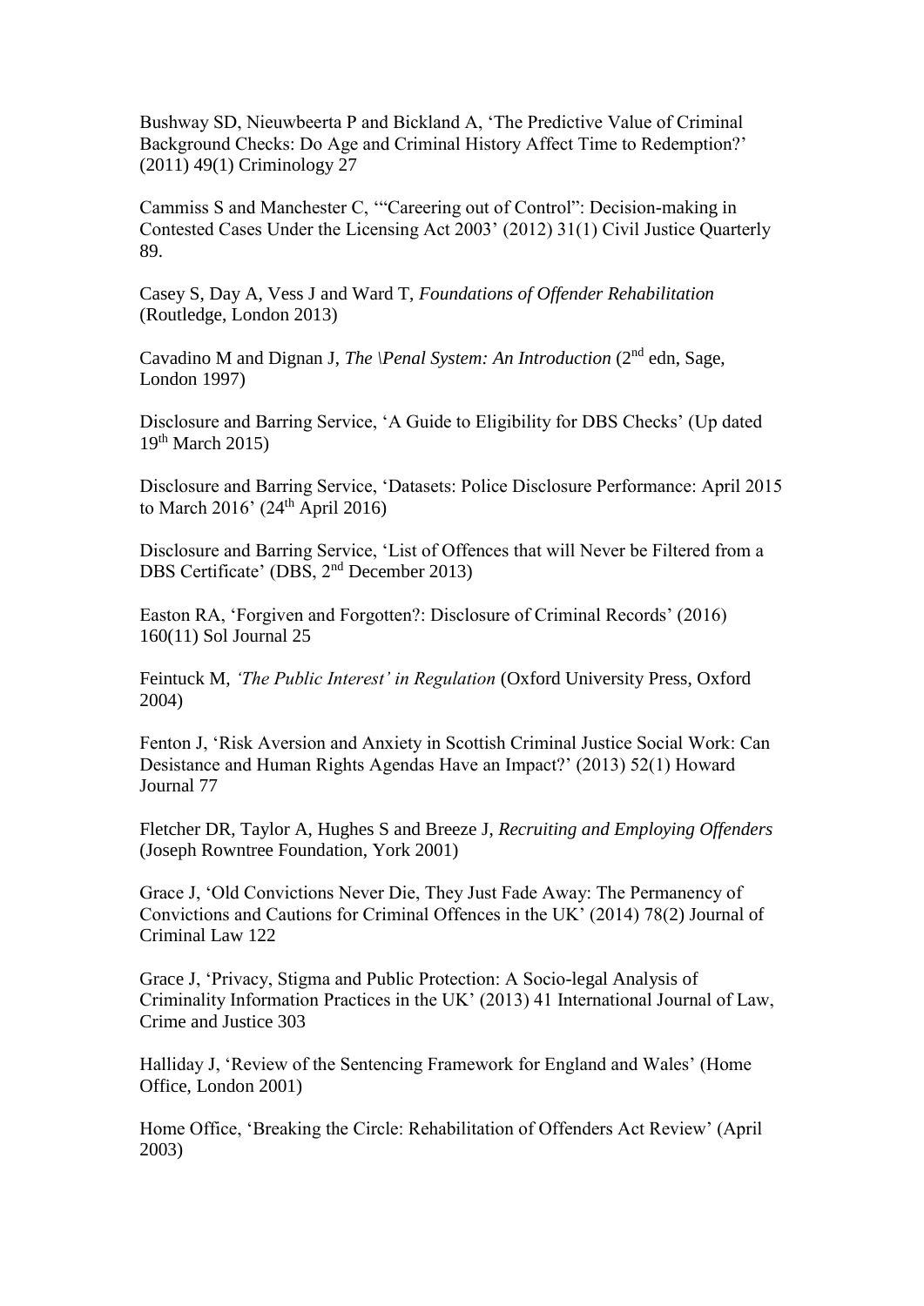Bushway SD, Nieuwbeerta P and Bickland A, 'The Predictive Value of Criminal Background Checks: Do Age and Criminal History Affect Time to Redemption?' (2011) 49(1) Criminology 27

Cammiss S and Manchester C, '"Careering out of Control": Decision-making in Contested Cases Under the Licensing Act 2003' (2012) 31(1) Civil Justice Quarterly 89.

Casey S, Day A, Vess J and Ward T, *Foundations of Offender Rehabilitation* (Routledge, London 2013)

Cavadino M and Dignan J, *The \Penal System: An Introduction* (2nd edn, Sage, London 1997)

Disclosure and Barring Service, 'A Guide to Eligibility for DBS Checks' (Up dated 19th March 2015)

Disclosure and Barring Service, 'Datasets: Police Disclosure Performance: April 2015 to March 2016' (24th April 2016)

Disclosure and Barring Service, 'List of Offences that will Never be Filtered from a DBS Certificate' (DBS, 2nd December 2013)

Easton RA, 'Forgiven and Forgotten?: Disclosure of Criminal Records' (2016) 160(11) Sol Journal 25

Feintuck M, *'The Public Interest' in Regulation* (Oxford University Press, Oxford 2004)

Fenton J, 'Risk Aversion and Anxiety in Scottish Criminal Justice Social Work: Can Desistance and Human Rights Agendas Have an Impact?' (2013) 52(1) Howard Journal 77

Fletcher DR, Taylor A, Hughes S and Breeze J, *Recruiting and Employing Offenders* (Joseph Rowntree Foundation, York 2001)

Grace J, 'Old Convictions Never Die, They Just Fade Away: The Permanency of Convictions and Cautions for Criminal Offences in the UK' (2014) 78(2) Journal of Criminal Law 122

Grace J, 'Privacy, Stigma and Public Protection: A Socio-legal Analysis of Criminality Information Practices in the UK' (2013) 41 International Journal of Law, Crime and Justice 303

Halliday J, 'Review of the Sentencing Framework for England and Wales' (Home Office, London 2001)

Home Office, 'Breaking the Circle: Rehabilitation of Offenders Act Review' (April 2003)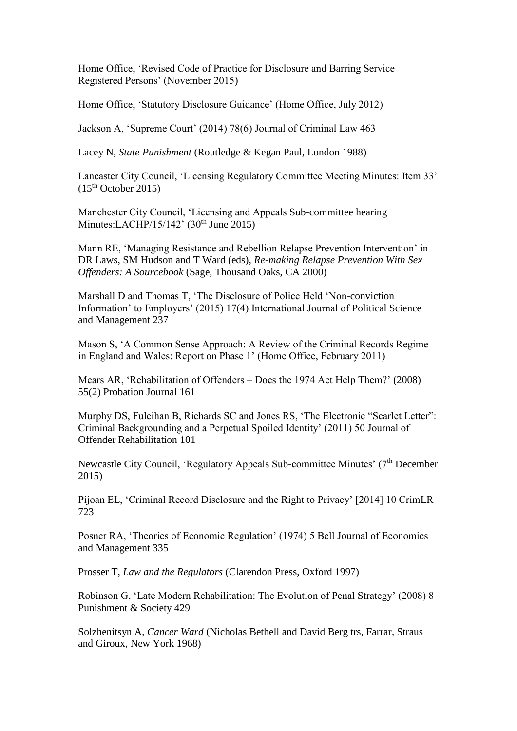Home Office, 'Revised Code of Practice for Disclosure and Barring Service Registered Persons' (November 2015)

Home Office, 'Statutory Disclosure Guidance' (Home Office, July 2012)

Jackson A, 'Supreme Court' (2014) 78(6) Journal of Criminal Law 463

Lacey N, *State Punishment* (Routledge & Kegan Paul, London 1988)

Lancaster City Council, 'Licensing Regulatory Committee Meeting Minutes: Item 33' (15th October 2015)

Manchester City Council, 'Licensing and Appeals Sub-committee hearing Minutes:LACHP/15/142' (30th June 2015)

Mann RE, 'Managing Resistance and Rebellion Relapse Prevention Intervention' in DR Laws, SM Hudson and T Ward (eds), *Re-making Relapse Prevention With Sex Offenders: A Sourcebook* (Sage, Thousand Oaks, CA 2000)

Marshall D and Thomas T, 'The Disclosure of Police Held 'Non-conviction Information' to Employers' (2015) 17(4) International Journal of Political Science and Management 237

Mason S, 'A Common Sense Approach: A Review of the Criminal Records Regime in England and Wales: Report on Phase 1' (Home Office, February 2011)

Mears AR, 'Rehabilitation of Offenders – Does the 1974 Act Help Them?' (2008) 55(2) Probation Journal 161

Murphy DS, Fuleihan B, Richards SC and Jones RS, 'The Electronic "Scarlet Letter": Criminal Backgrounding and a Perpetual Spoiled Identity' (2011) 50 Journal of Offender Rehabilitation 101

Newcastle City Council, 'Regulatory Appeals Sub-committee Minutes' (7th December 2015)

Pijoan EL, 'Criminal Record Disclosure and the Right to Privacy' [2014] 10 CrimLR 723

Posner RA, 'Theories of Economic Regulation' (1974) 5 Bell Journal of Economics and Management 335

Prosser T, *Law and the Regulators* (Clarendon Press, Oxford 1997)

Robinson G, 'Late Modern Rehabilitation: The Evolution of Penal Strategy' (2008) 8 Punishment & Society 429

Solzhenitsyn A, *Cancer Ward* (Nicholas Bethell and David Berg trs, Farrar, Straus and Giroux, New York 1968)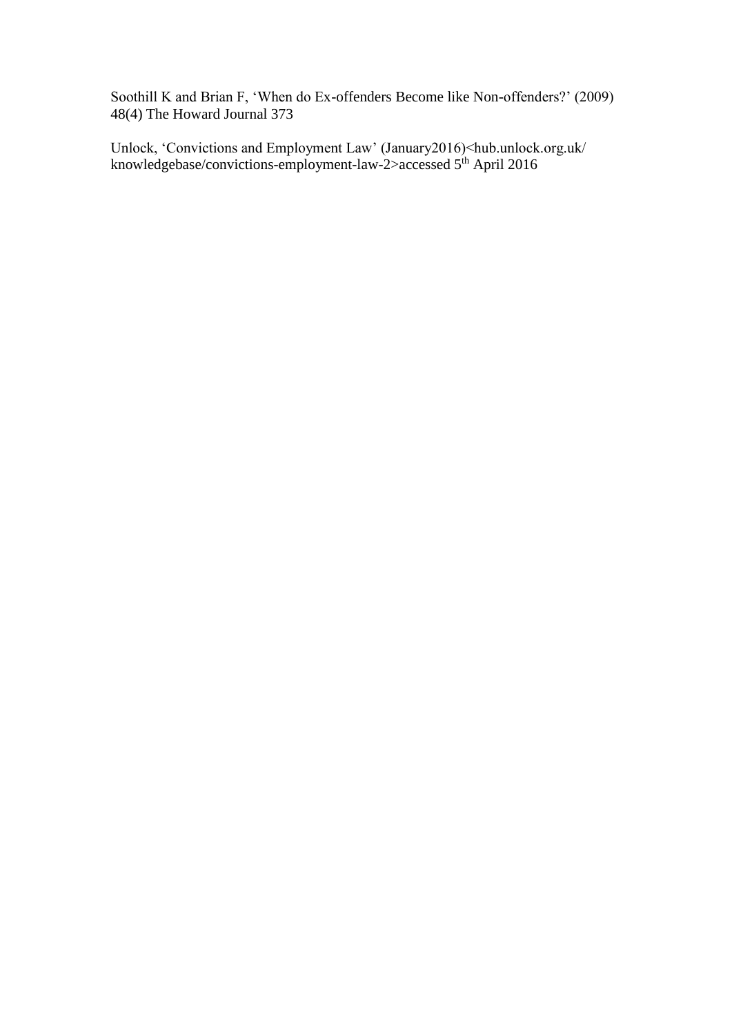Soothill K and Brian F, 'When do Ex-offenders Become like Non-offenders?' (2009) 48(4) The Howard Journal 373

Unlock, 'Convictions and Employment Law' (January2016)<hub.unlock.org.uk/ knowledgebase/convictions-employment-law-2>accessed 5th April 2016